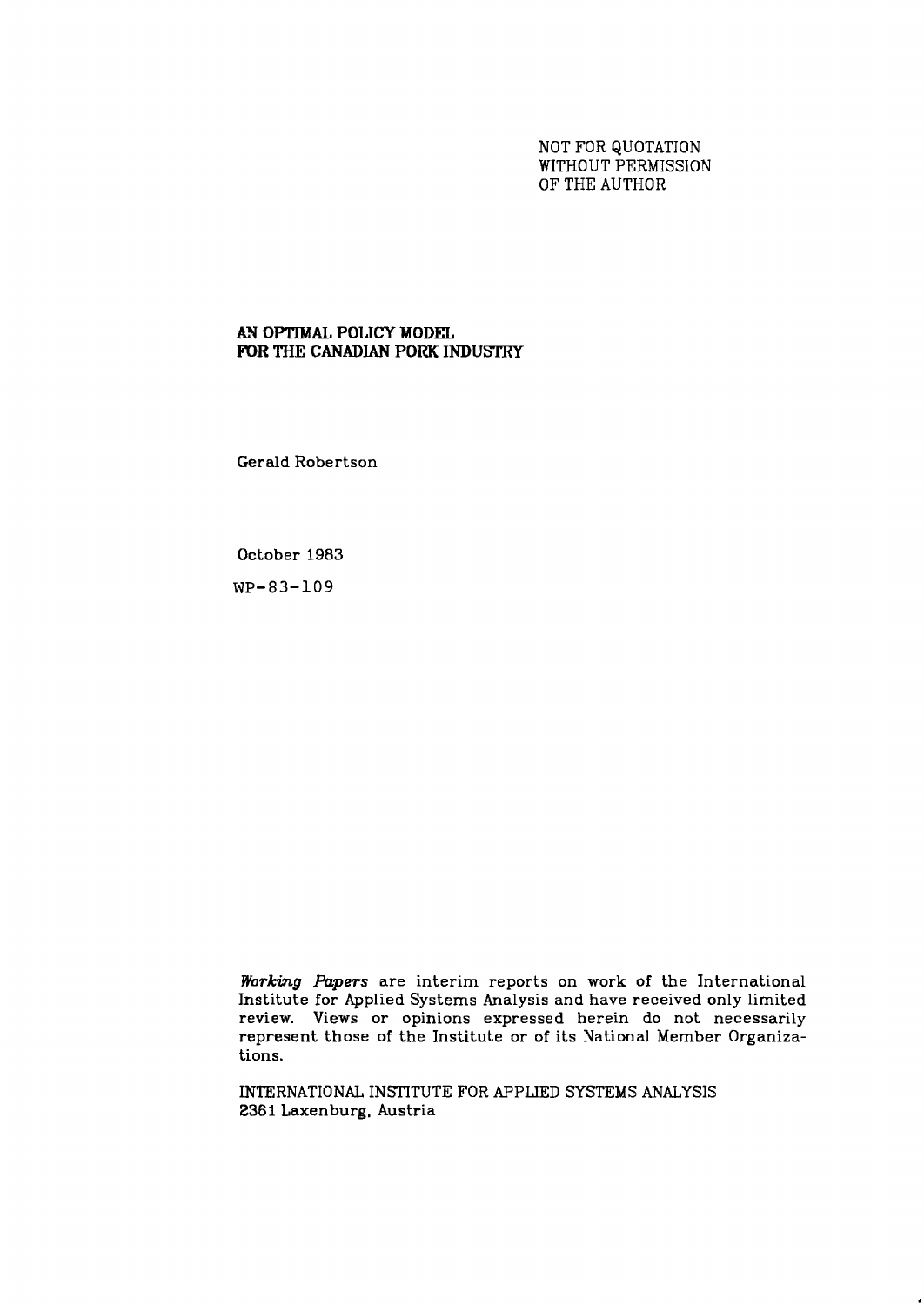NOT FOR QUOTATION
WITHOUT PERMISSION
OF THE AUTHOR

# AN OPTIMAL POLICY MODEL FOR THE CANADIAN PORK INDUSTRY

Gerald Robertson

October 1983

WP-83-109

*Working Papers* are interim reports on work of the International Institute for Applied Systems Analysis and have received only limited review. Views or opinions expressed herein do not necessarily represent those of the Institute or of its National Member Organizations.

INTERNATIONAL INSTITUTE FOR APPLIED SYSTEMS ANALYSIS
2361 Laxenburg, Austria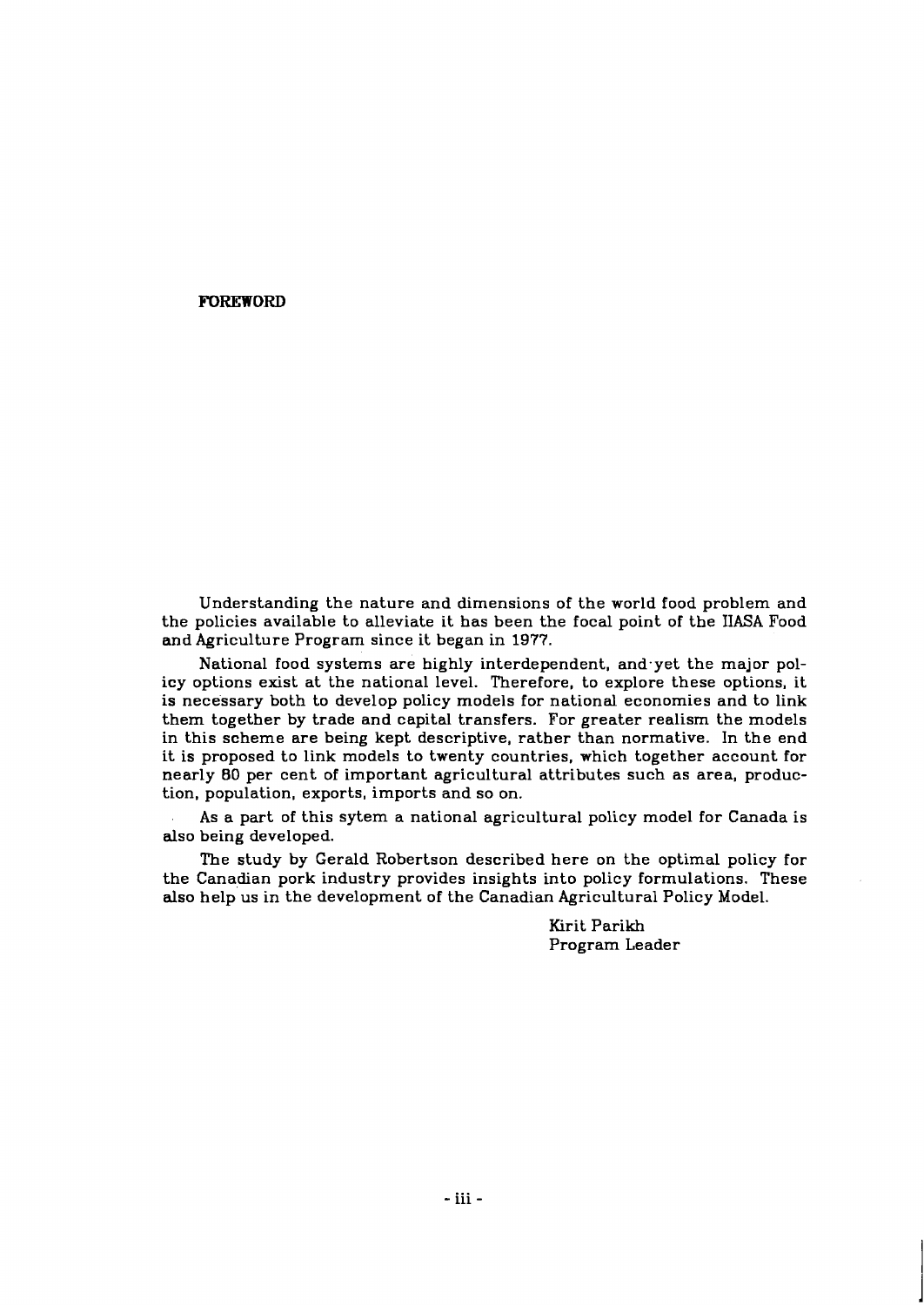**FOREWORD**

Understanding the nature and dimensions of the world food problem and the policies available to alleviate it has been the focal point of the IIASA Food and Agriculture Program since it began in 1977.

National food systems are highly interdependent, and yet the major policy options exist at the national level. Therefore, to explore these options, it is necessary both to develop policy models for national economies and to link them together by trade and capital transfers. For greater realism the models in this scheme are being kept descriptive, rather than normative. In the end it is proposed to link models to twenty countries, which together account for nearly 80 per cent of important agricultural attributes such as area, production, population, exports, imports and so on.

As a part of this sytem a national agricultural policy model for Canada is also being developed.

The study by Gerald Robertson described here on the optimal policy for the Canadian pork industry provides insights into policy formulations. These also help us in the development of the Canadian Agricultural Policy Model.

Kirit Parikh
Program Leader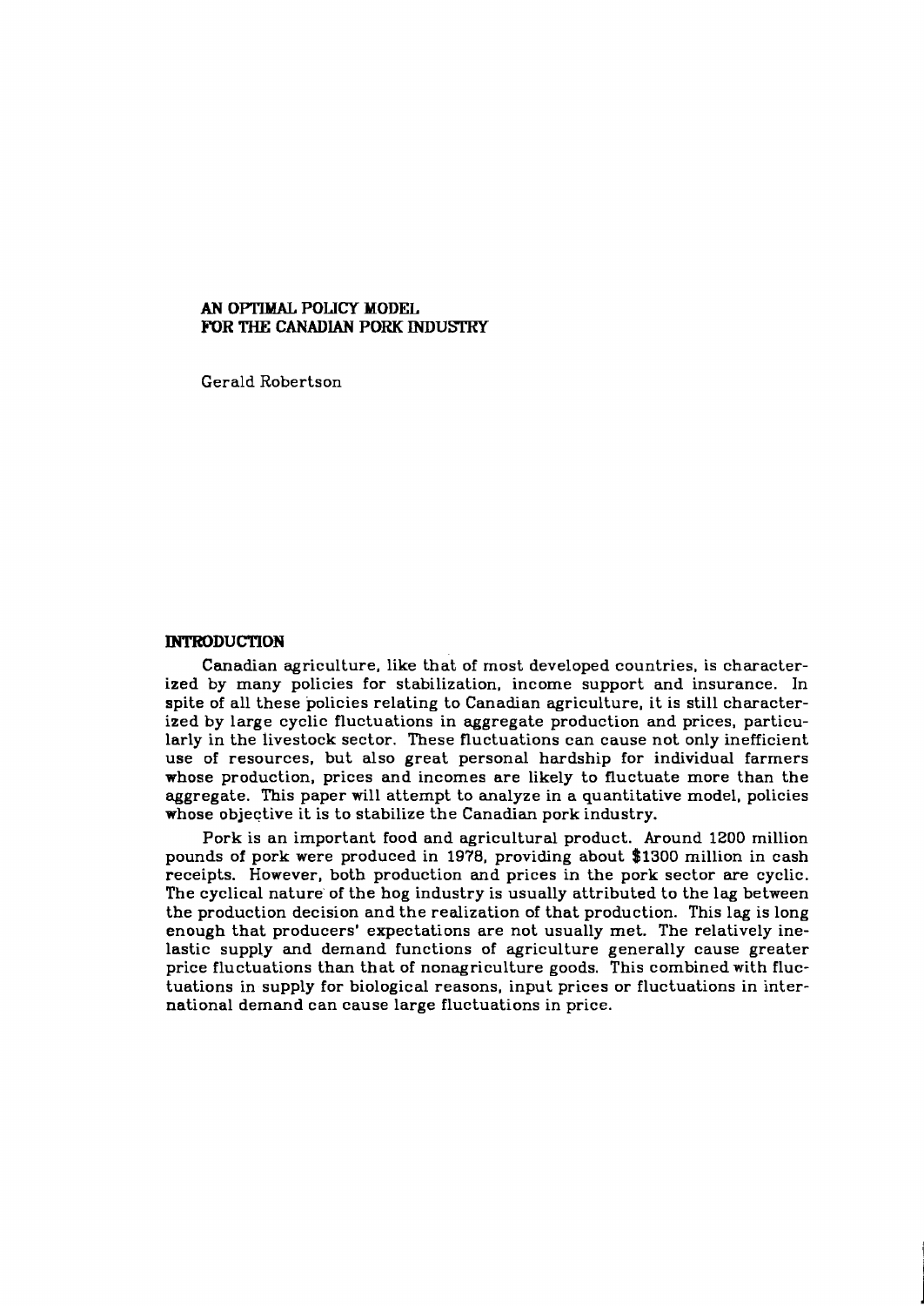# AN OPTIMAL POLICY MODEL FOR THE CANADIAN PORK INDUSTRY

Gerald Robertson

## INTRODUCTION

Canadian agriculture, like that of most developed countries, is characterized by many policies for stabilization, income support and insurance. In spite of all these policies relating to Canadian agriculture, it is still characterized by large cyclic fluctuations in aggregate production and prices, particularly in the livestock sector. These fluctuations can cause not only inefficient use of resources, but also great personal hardship for individual farmers whose production, prices and incomes are likely to fluctuate more than the aggregate. This paper will attempt to analyze in a quantitative model, policies whose objective it is to stabilize the Canadian pork industry.

Pork is an important food and agricultural product. Around 1200 million pounds of pork were produced in 1978, providing about $1300 million in cash receipts. However, both production and prices in the pork sector are cyclic. The cyclical nature of the hog industry is usually attributed to the lag between the production decision and the realization of that production. This lag is long enough that producers' expectations are not usually met. The relatively inelastic supply and demand functions of agriculture generally cause greater price fluctuations than that of nonagriculture goods. This combined with fluctuations in supply for biological reasons, input prices or fluctuations in international demand can cause large fluctuations in price.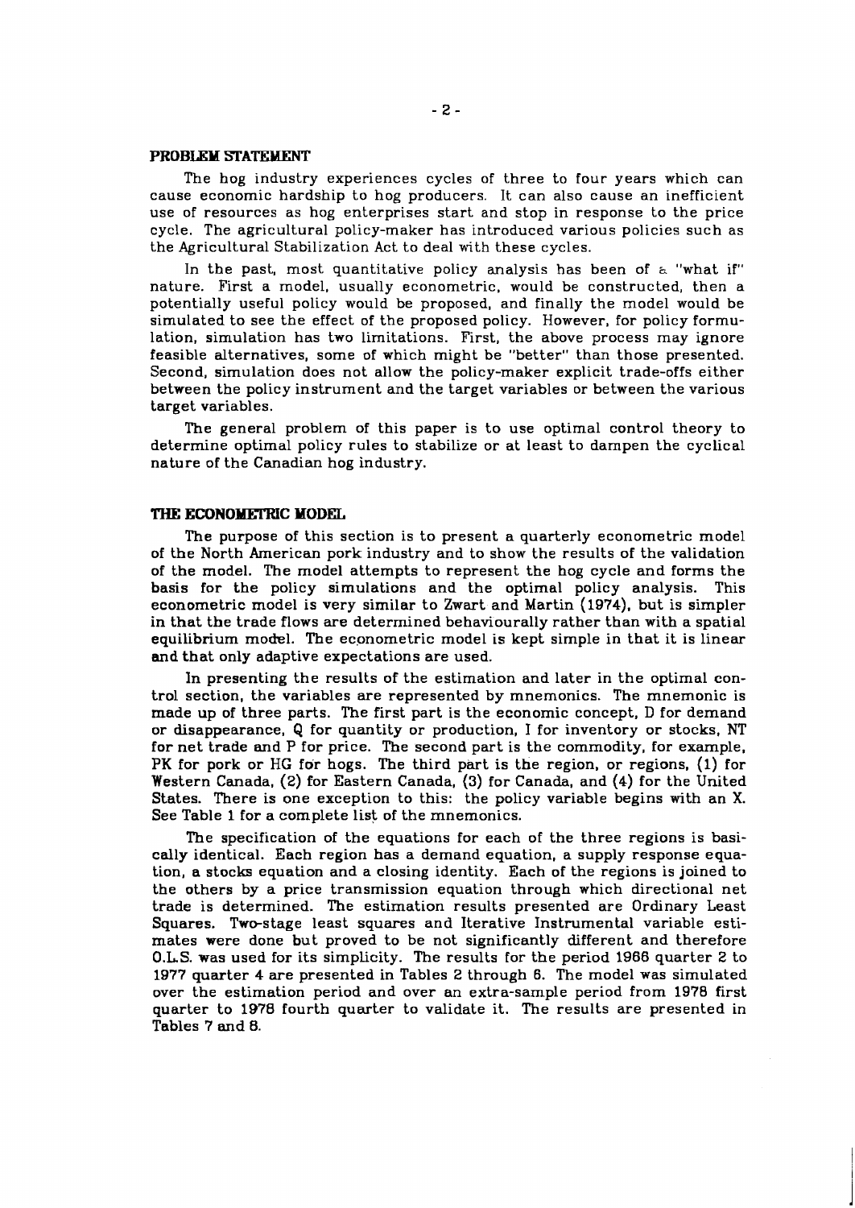## PROBLEM STATEMENT

The hog industry experiences cycles of three to four years which can cause economic hardship to hog producers. It can also cause an inefficient use of resources as hog enterprises start and stop in response to the price cycle. The agricultural policy-maker has introduced various policies such as the Agricultural Stabilization Act to deal with these cycles.

In the past, most quantitative policy analysis has been of a "what if" nature. First a model, usually econometric, would be constructed, then a potentially useful policy would be proposed, and finally the model would be simulated to see the effect of the proposed policy. However, for policy formulation, simulation has two limitations. First, the above process may ignore feasible alternatives, some of which might be "better" than those presented. Second, simulation does not allow the policy-maker explicit trade-offs either between the policy instrument and the target variables or between the various target variables.

The general problem of this paper is to use optimal control theory to determine optimal policy rules to stabilize or at least to dampen the cyclical nature of the Canadian hog industry.

## THE ECONOMETRIC MODEL

The purpose of this section is to present a quarterly econometric model of the North American pork industry and to show the results of the validation of the model. The model attempts to represent the hog cycle and forms the basis for the policy simulations and the optimal policy analysis. This econometric model is very similar to Zwart and Martin (1974), but is simpler in that the trade flows are determined behaviourally rather than with a spatial equilibrium model. The econometric model is kept simple in that it is linear and that only adaptive expectations are used.

In presenting the results of the estimation and later in the optimal control section, the variables are represented by mnemonics. The mnemonic is made up of three parts. The first part is the economic concept, D for demand or disappearance, Q for quantity or production, I for inventory or stocks, NT for net trade and P for price. The second part is the commodity, for example, PK for pork or HG for hogs. The third part is the region, or regions, (1) for Western Canada, (2) for Eastern Canada, (3) for Canada, and (4) for the United States. There is one exception to this: the policy variable begins with an X. See Table 1 for a complete list of the mnemonics.

The specification of the equations for each of the three regions is basically identical. Each region has a demand equation, a supply response equation, a stocks equation and a closing identity. Each of the regions is joined to the others by a price transmission equation through which directional net trade is determined. The estimation results presented are Ordinary Least Squares. Two-stage least squares and Iterative Instrumental variable estimates were done but proved to be not significantly different and therefore O.L.S. was used for its simplicity. The results for the period 1966 quarter 2 to 1977 quarter 4 are presented in Tables 2 through 6. The model was simulated over the estimation period and over an extra-sample period from 1978 first quarter to 1978 fourth quarter to validate it. The results are presented in Tables 7 and 8.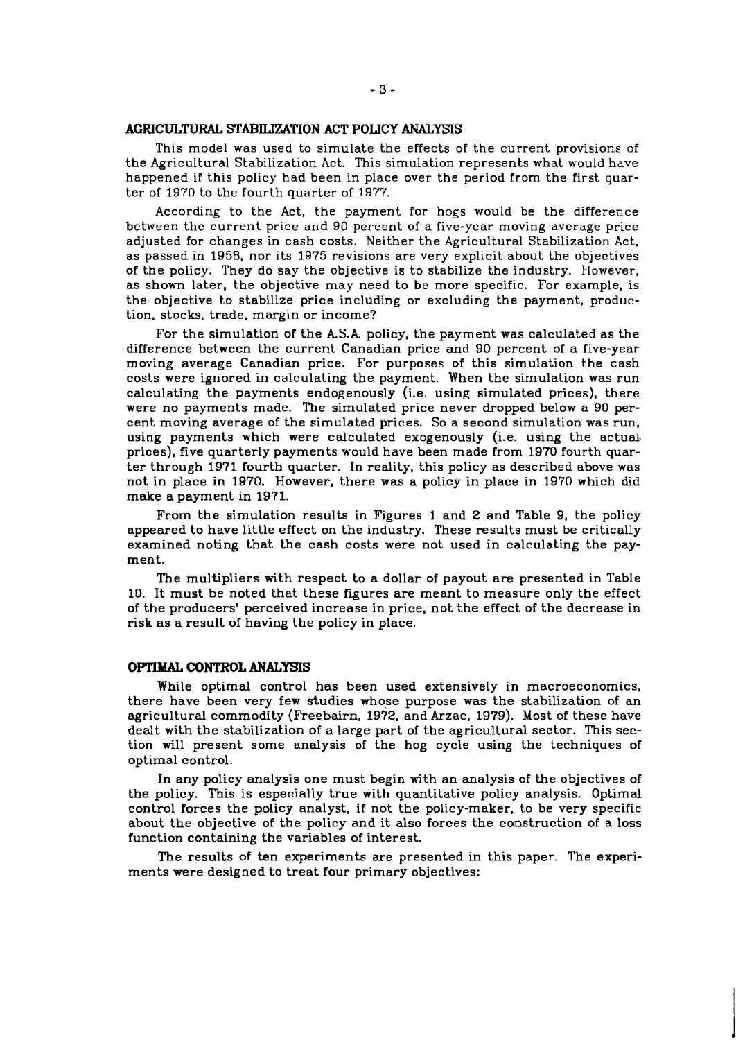## AGRICULTURAL STABILIZATION ACT POLICY ANALYSIS

This model was used to simulate the effects of the current provisions of the Agricultural Stabilization Act. This simulation represents what would have happened if this policy had been in place over the period from the first quarter of 1970 to the fourth quarter of 1977.

According to the Act, the payment for hogs would be the difference between the current price and 90 percent of a five-year moving average price adjusted for changes in cash costs. Neither the Agricultural Stabilization Act, as passed in 1958, nor its 1975 revisions are very explicit about the objectives of the policy. They do say the objective is to stabilize the industry. However, as shown later, the objective may need to be more specific. For example, is the objective to stabilize price including or excluding the payment, production, stocks, trade, margin or income?

For the simulation of the A.S.A. policy, the payment was calculated as the difference between the current Canadian price and 90 percent of a five-year moving average Canadian price. For purposes of this simulation the cash costs were ignored in calculating the payment. When the simulation was run calculating the payments endogenously (i.e. using simulated prices), there were no payments made. The simulated price never dropped below a 90 percent moving average of the simulated prices. So a second simulation was run, using payments which were calculated exogenously (i.e. using the actual prices), five quarterly payments would have been made from 1970 fourth quarter through 1971 fourth quarter. In reality, this policy as described above was not in place in 1970. However, there was a policy in place in 1970 which did make a payment in 1971.

From the simulation results in Figures 1 and 2 and Table 9, the policy appeared to have little effect on the industry. These results must be critically examined noting that the cash costs were not used in calculating the payment.

The multipliers with respect to a dollar of payout are presented in Table 10. It must be noted that these figures are meant to measure only the effect of the producers' perceived increase in price, not the effect of the decrease in risk as a result of having the policy in place.

## OPTIMAL CONTROL ANALYSIS

While optimal control has been used extensively in macroeconomics, there have been very few studies whose purpose was the stabilization of an agricultural commodity (Freebairn, 1972, and Arzac, 1979). Most of these have dealt with the stabilization of a large part of the agricultural sector. This section will present some analysis of the hog cycle using the techniques of optimal control.

In any policy analysis one must begin with an analysis of the objectives of the policy. This is especially true with quantitative policy analysis. Optimal control forces the policy analyst, if not the policy-maker, to be very specific about the objective of the policy and it also forces the construction of a loss function containing the variables of interest.

The results of ten experiments are presented in this paper. The experiments were designed to treat four primary objectives: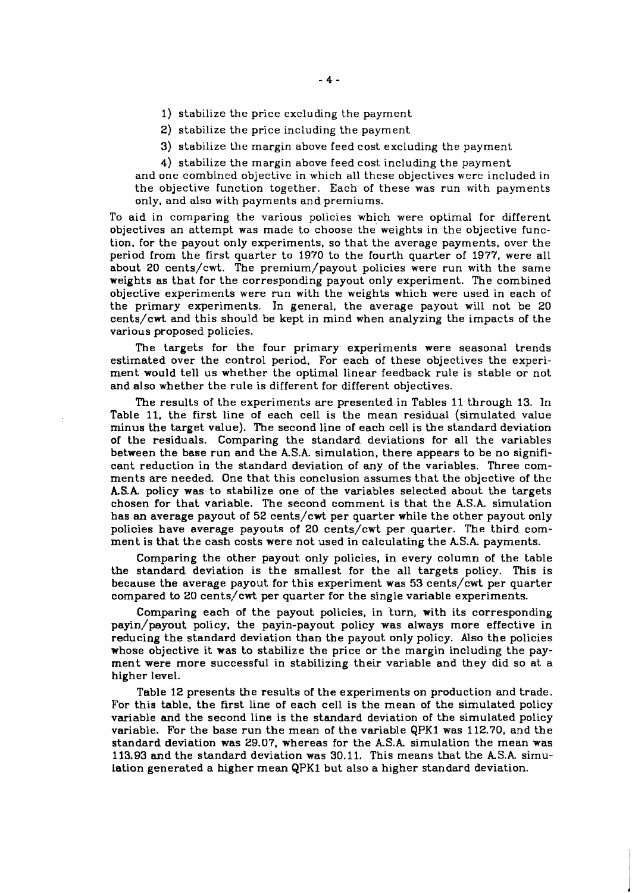1) stabilize the price excluding the payment

2) stabilize the price including the payment

3) stabilize the margin above feed cost excluding the payment

4) stabilize the margin above feed cost including the payment

and one combined objective in which all these objectives were included in the objective function together. Each of these was run with payments only, and also with payments and premiums.

To aid in comparing the various policies which were optimal for different objectives an attempt was made to choose the weights in the objective function, for the payout only experiments, so that the average payments, over the period from the first quarter to 1970 to the fourth quarter of 1977, were all about 20 cents/cwt. The premium/payout policies were run with the same weights as that for the corresponding payout only experiment. The combined objective experiments were run with the weights which were used in each of the primary experiments. In general, the average payout will not be 20 cents/cwt and this should be kept in mind when analyzing the impacts of the various proposed policies.

The targets for the four primary experiments were seasonal trends estimated over the control period. For each of these objectives the experiment would tell us whether the optimal linear feedback rule is stable or not and also whether the rule is different for different objectives.

The results of the experiments are presented in Tables 11 through 13. In Table 11, the first line of each cell is the mean residual (simulated value minus the target value). The second line of each cell is the standard deviation of the residuals. Comparing the standard deviations for all the variables between the base run and the A.S.A. simulation, there appears to be no significant reduction in the standard deviation of any of the variables. Three comments are needed. One that this conclusion assumes that the objective of the A.S.A. policy was to stabilize one of the variables selected about the targets chosen for that variable. The second comment is that the A.S.A. simulation has an average payout of 52 cents/cwt per quarter while the other payout only policies have average payouts of 20 cents/cwt per quarter. The third comment is that the cash costs were not used in calculating the A.S.A. payments.

Comparing the other payout only policies, in every column of the table the standard deviation is the smallest for the all targets policy. This is because the average payout for this experiment was 53 cents/cwt per quarter compared to 20 cents/cwt per quarter for the single variable experiments.

Comparing each of the payout policies, in turn, with its corresponding payin/payout policy, the payin-payout policy was always more effective in reducing the standard deviation than the payout only policy. Also the policies whose objective it was to stabilize the price or the margin including the payment were more successful in stabilizing their variable and they did so at a higher level.

Table 12 presents the results of the experiments on production and trade. For this table, the first line of each cell is the mean of the simulated policy variable and the second line is the standard deviation of the simulated policy variable. For the base run the mean of the variable QPK1 was 112.70, and the standard deviation was 29.07, whereas for the A.S.A. simulation the mean was 113.93 and the standard deviation was 30.11. This means that the A.S.A. simulation generated a higher mean QPK1 but also a higher standard deviation.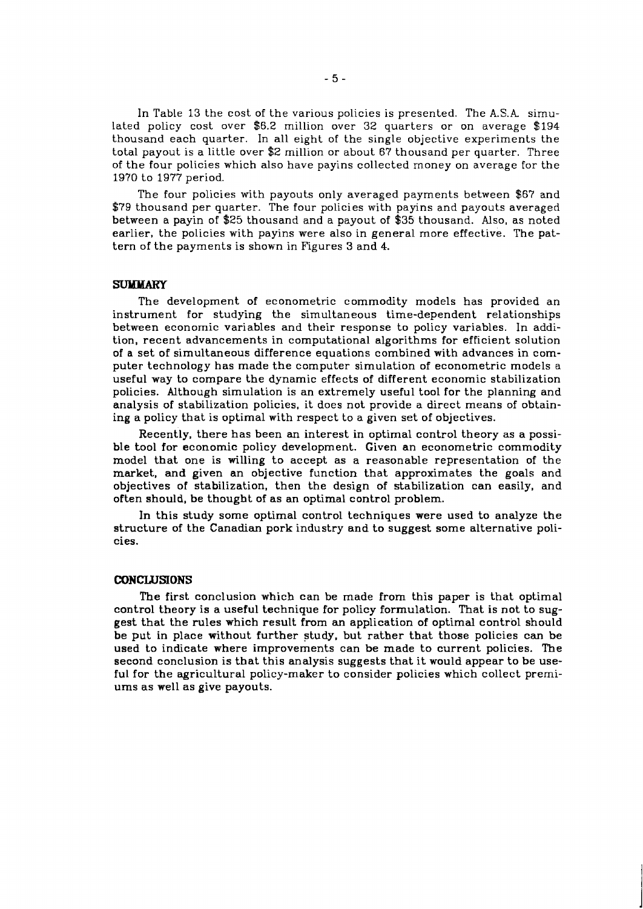In Table 13 the cost of the various policies is presented. The A.S.A. simulated policy cost over $6.2 million over 32 quarters or on average $194 thousand each quarter. In all eight of the single objective experiments the total payout is a little over $2 million or about 67 thousand per quarter. Three of the four policies which also have payins collected money on average for the 1970 to 1977 period.

The four policies with payouts only averaged payments between $67 and $79 thousand per quarter. The four policies with payins and payouts averaged between a payin of $25 thousand and a payout of $35 thousand. Also, as noted earlier, the policies with payins were also in general more effective. The pattern of the payments is shown in Figures 3 and 4.

## SUMMARY

The development of econometric commodity models has provided an instrument for studying the simultaneous time-dependent relationships between economic variables and their response to policy variables. In addition, recent advancements in computational algorithms for efficient solution of a set of simultaneous difference equations combined with advances in computer technology has made the computer simulation of econometric models a useful way to compare the dynamic effects of different economic stabilization policies. Although simulation is an extremely useful tool for the planning and analysis of stabilization policies, it does not provide a direct means of obtaining a policy that is optimal with respect to a given set of objectives.

Recently, there has been an interest in optimal control theory as a possible tool for economic policy development. Given an econometric commodity model that one is willing to accept as a reasonable representation of the market, and given an objective function that approximates the goals and objectives of stabilization, then the design of stabilization can easily, and often should, be thought of as an optimal control problem.

In this study some optimal control techniques were used to analyze the structure of the Canadian pork industry and to suggest some alternative policies.

## CONCLUSIONS

The first conclusion which can be made from this paper is that optimal control theory is a useful technique for policy formulation. That is not to suggest that the rules which result from an application of optimal control should be put in place without further study, but rather that those policies can be used to indicate where improvements can be made to current policies. The second conclusion is that this analysis suggests that it would appear to be useful for the agricultural policy-maker to consider policies which collect premiums as well as give payouts.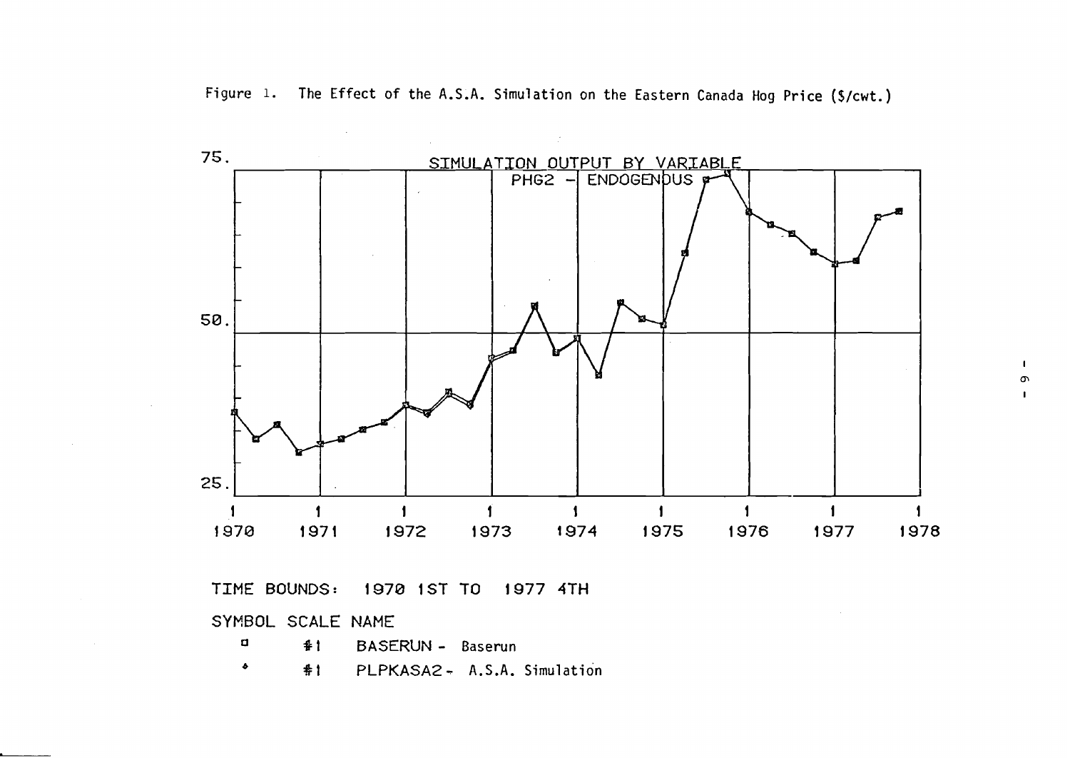Figure 1. The Effect of the A.S.A. Simulation on the Eastern Canada Hog Price ($/cwt.)

SIMULATION OUTPUT BY VARIABLE

PHG2 - ENDOGENOUS

TIME BOUNDS: 1970 1ST TO 1977 4TH

| SYMBOL | SCALE | NAME |
| --- | --- | --- |
| □ | #1 | BASERUN - Baserun |
| ◆ | #1 | PLPKASA2 - A.S.A. Simulation |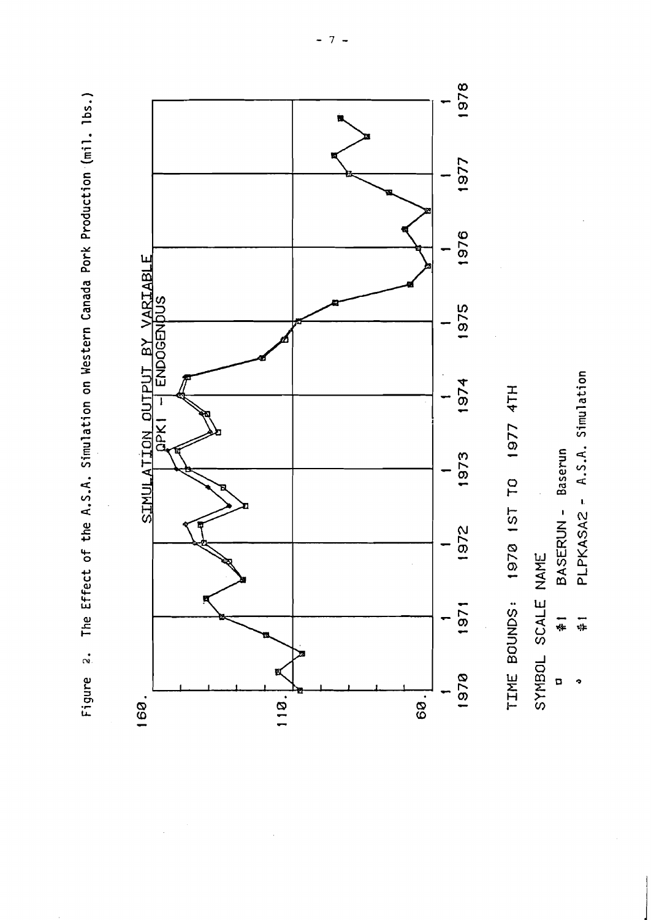Figure 2. The Effect of the A.S.A. Simulation on Western Canada Pork Production (mil. lbs.)

SIMULATION OUTPUT BY VARIABLE

QPKI - ENDOGENOUS

TIME BOUNDS: 1970 1ST TO 1977 4TH

| SYMBOL | SCALE | NAME |
| --- | --- | --- |
| □ | #1 | BASERUN - Baserun |
| ◆ | #1 | PLPKASA2 - A.S.A. Simulation |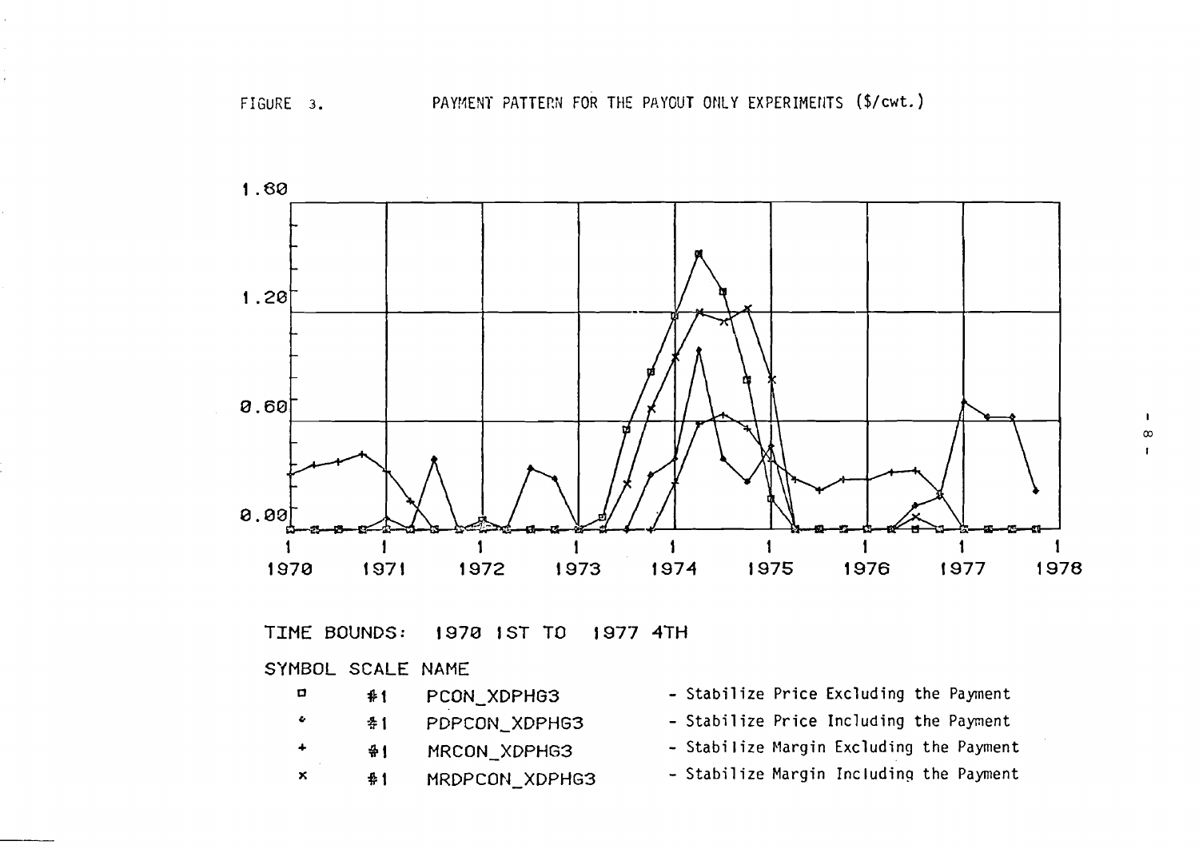FIGURE 3. PAYMENT PATTERN FOR THE PAYOUT ONLY EXPERIMENTS ($/cwt.)

TIME BOUNDS: 1970 1ST TO 1977 4TH

SYMBOL SCALE NAME

| Symbol | Scale | Name | Description |
| --- | --- | --- | --- |
| □ | #1 | PCON_XDPHG3 | - Stabilize Price Excluding the Payment |
| ◆ | #1 | PDPCON_XDPHG3 | - Stabilize Price Including the Payment |
| + | #1 | MRCON_XDPHG3 | - Stabilize Margin Excluding the Payment |
| × | #1 | MRDPCON_XDPHG3 | - Stabilize Margin Including the Payment |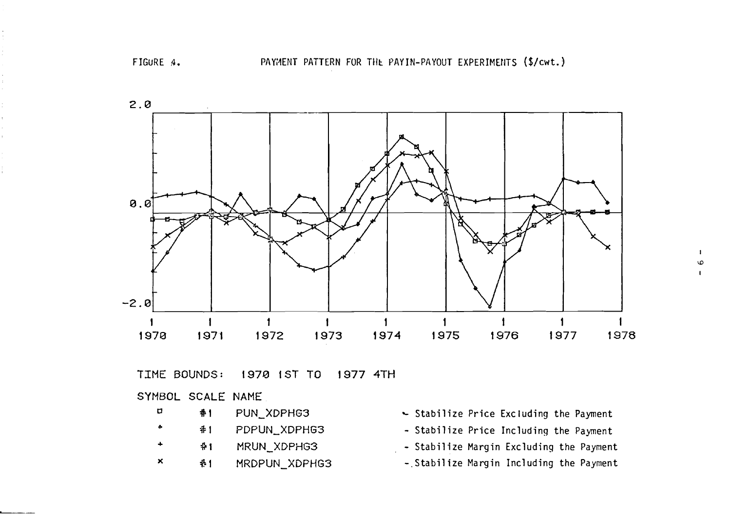FIGURE 4. PAYMENT PATTERN FOR THE PAYIN-PAYOUT EXPERIMENTS ($/cwt.)

TIME BOUNDS: 1970 1ST TO 1977 4TH

SYMBOL SCALE NAME

| Symbol | Scale | Name | Description |
|---|---|---|---|
| □ | #1 | PUN_XDPHG3 | - Stabilize Price Excluding the Payment |
| ◆ | #1 | PDPUN_XDPHG3 | - Stabilize Price Including the Payment |
| + | #1 | MRUN_XDPHG3 | - Stabilize Margin Excluding the Payment |
| × | #1 | MRDPUN_XDPHG3 | - Stabilize Margin Including the Payment |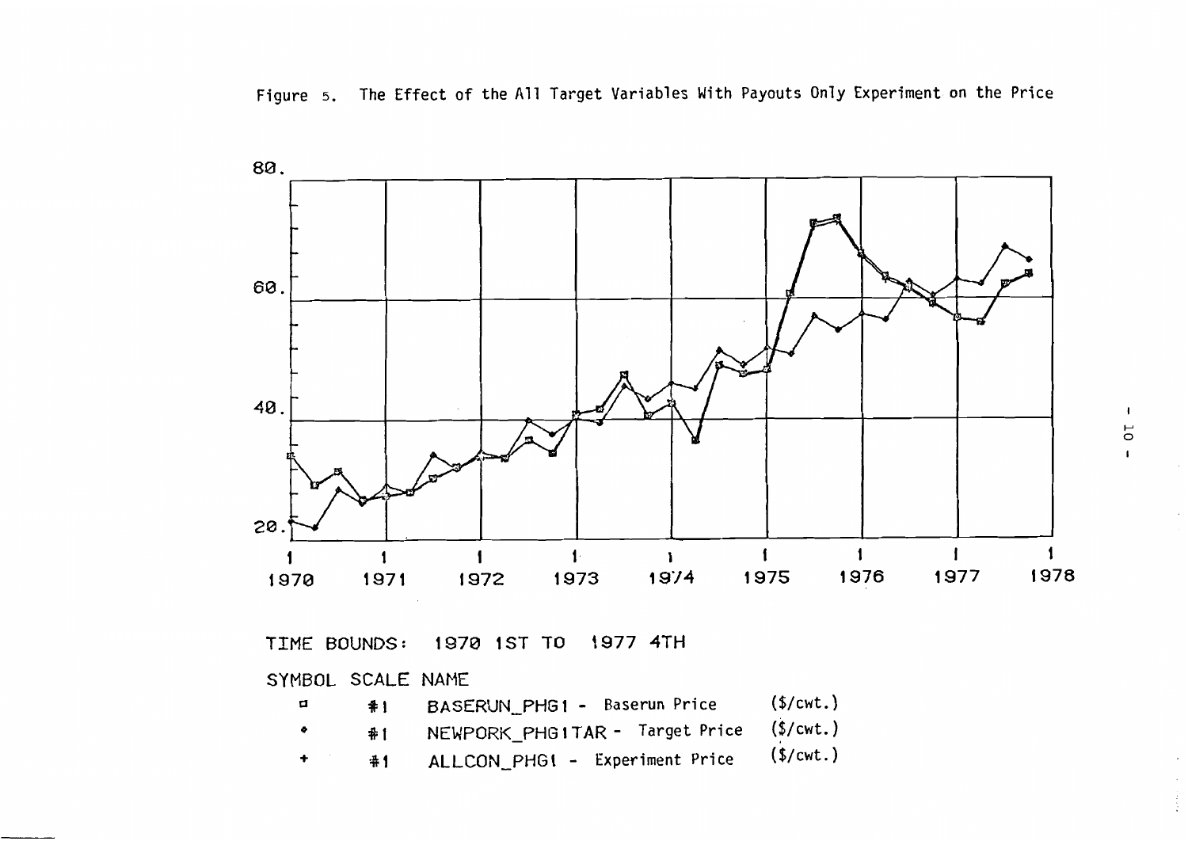Figure 5. The Effect of the All Target Variables With Payouts Only Experiment on the Price

TIME BOUNDS: 1970 1ST TO 1977 4TH

SYMBOL SCALE NAME

| SYMBOL | SCALE | NAME | |
|---|---|---|---|
| ◻ | #1 | BASERUN_PHG1 - Baserun Price | ($/cwt.) |
| ◆ | #1 | NEWPORK_PHG1TAR - Target Price | ($/cwt.) |
| + | #1 | ALLCON_PHG1 - Experiment Price | ($/cwt.) |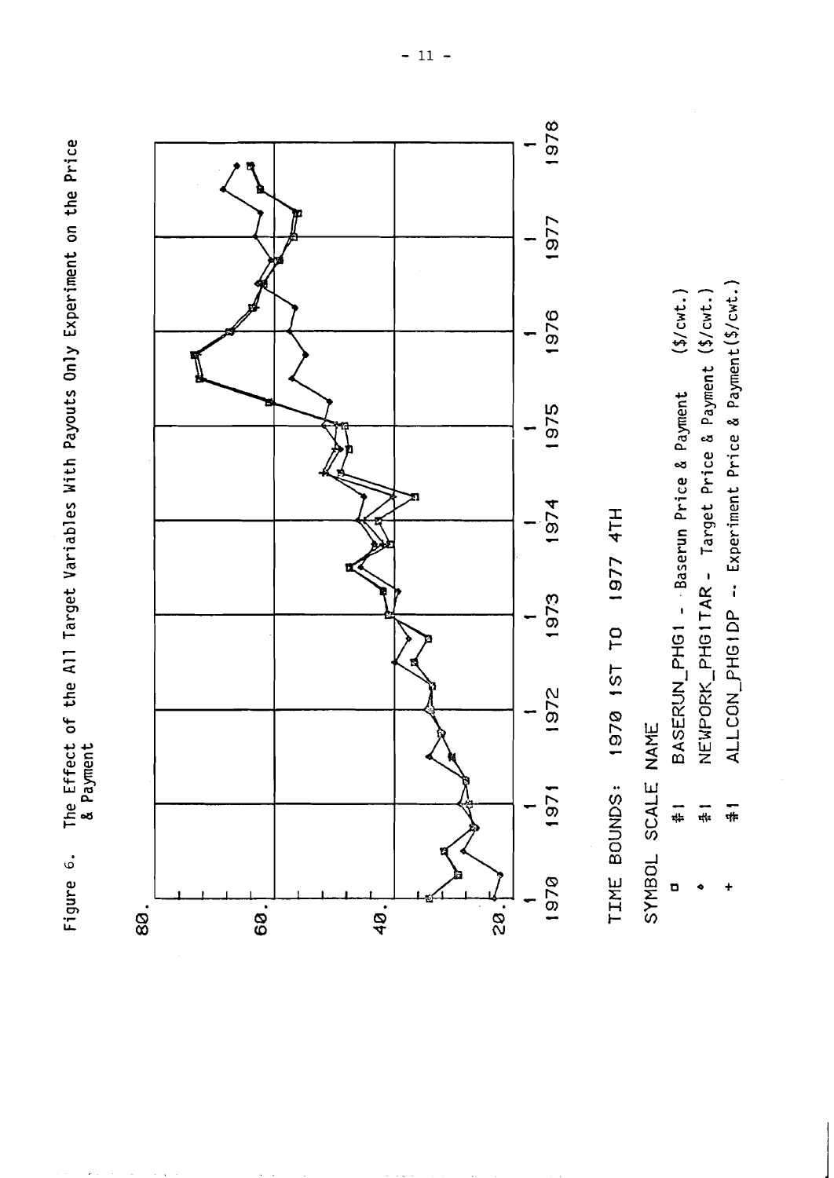Figure 6. The Effect of the All Target Variables With Payouts Only Experiment on the Price & Payment

TIME BOUNDS: 1970 1ST TO 1977 4TH

SYMBOL SCALE NAME

| SYMBOL | SCALE | NAME |
|---|---|---|
| □ | #1 | BASERUN_PHG1 - Baserun Price & Payment ($/cwt.) |
| ◆ | #1 | NEWPORK_PHG1TAR - Target Price & Payment ($/cwt.) |
| + | #1 | ALLCON_PHG1DP -- Experiment Price & Payment($/cwt.) |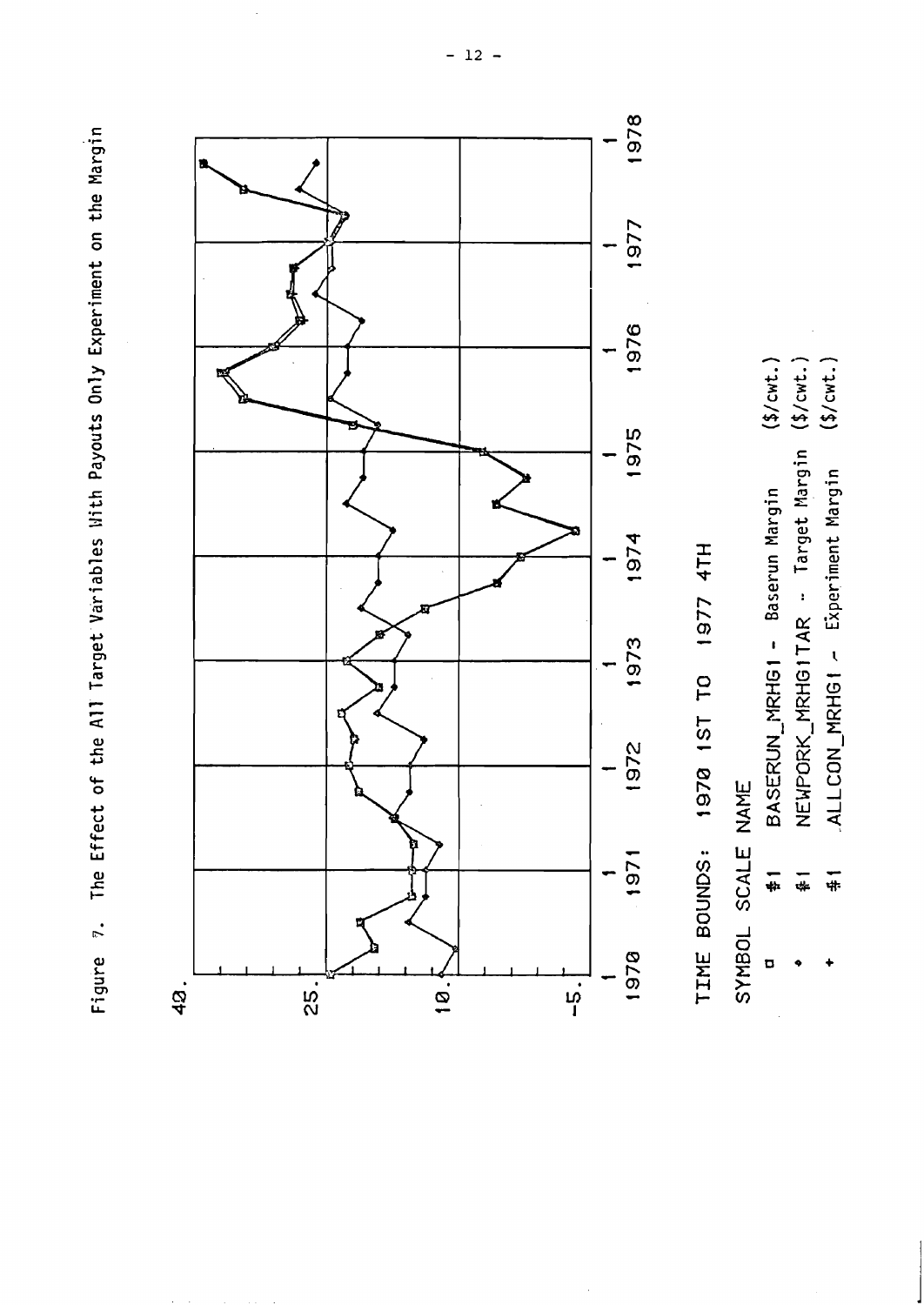Figure 7. The Effect of the All Target Variables With Payouts Only Experiment on the Margin

TIME BOUNDS: 1970 1ST TO 1977 4TH

SYMBOL SCALE NAME

| SYMBOL | SCALE | NAME | |
|---|---|---|---|
| □ | #1 | BASERUN_MRHG1 - Baserun Margin | ($/cwt.) |
| ◆ | #1 | NEWPORK_MRHG1TAR - Target Margin | ($/cwt.) |
| + | #1 | ALLCON_MRHG1 - Experiment Margin | ($/cwt.) |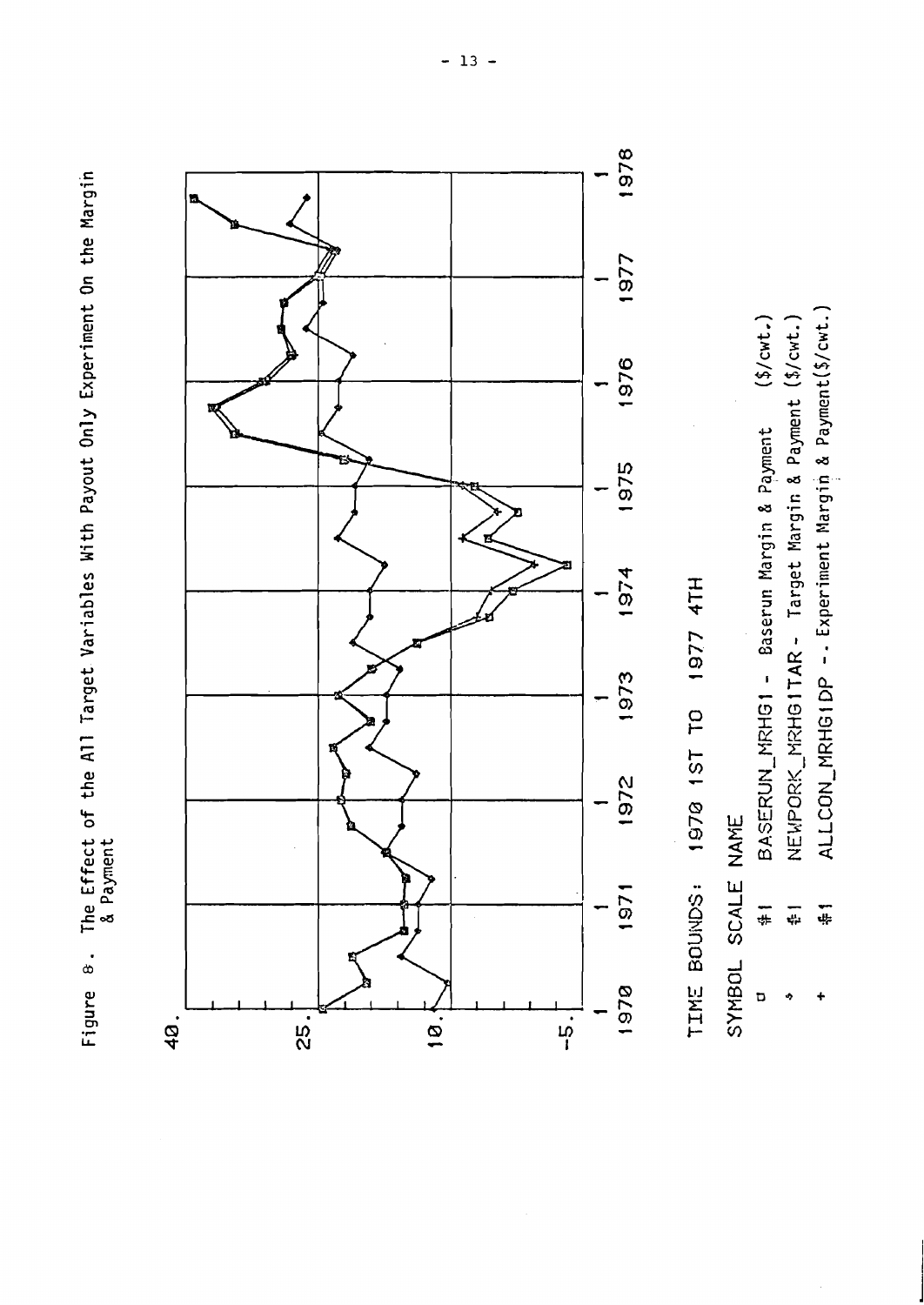Figure 8. The Effect of the All Target Variables With Payout Only Experiment On the Margin & Payment

40.

25.

10.

-5.

1970 1971 1972 1973 1974 1975 1976 1977 1978

TIME BOUNDS: 1970 1ST TO 1977 4TH

SYMBOL SCALE NAME

| SYMBOL | SCALE | NAME |
|---|---|---|
| ◻ | #1 | BASERUN_MRHG1 - Baserun Margin & Payment ($/cwt.) |
| ◆ | #1 | NEWPORK_MRHG1TAR - Target Margin & Payment ($/cwt.) |
| + | #1 | ALLCON_MRHG1DP -. Experiment Margin & Payment($/cwt.) |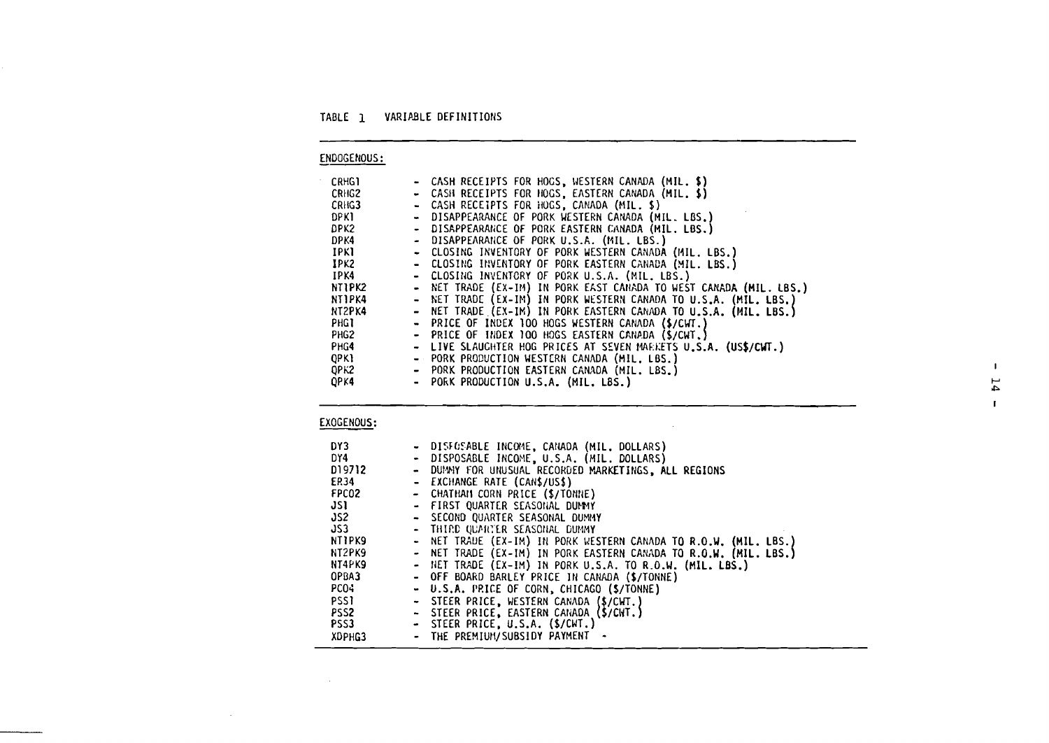TABLE 1 VARIABLE DEFINITIONS

**ENDOGENOUS:**

| Variable | Definition |
|---|---|
| CRHG1 | - CASH RECEIPTS FOR HOGS, WESTERN CANADA (MIL. $) |
| CRHG2 | - CASH RECEIPTS FOR HOGS, EASTERN CANADA (MIL. $) |
| CRHG3 | - CASH RECEIPTS FOR HOGS, CANADA (MIL. $) |
| DPK1 | - DISAPPEARANCE OF PORK WESTERN CANADA (MIL. LBS.) |
| DPK2 | - DISAPPEARANCE OF PORK EASTERN CANADA (MIL. LBS.) |
| DPK4 | - DISAPPEARANCE OF PORK U.S.A. (MIL. LBS.) |
| IPK1 | - CLOSING INVENTORY OF PORK WESTERN CANADA (MIL. LBS.) |
| IPK2 | - CLOSING INVENTORY OF PORK EASTERN CANADA (MIL. LBS.) |
| IPK4 | - CLOSING INVENTORY OF PORK U.S.A. (MIL. LBS.) |
| NT1PK2 | - NET TRADE (EX-IM) IN PORK EAST CANADA TO WEST CANADA (MIL. LBS.) |
| NT1PK4 | - NET TRADE (EX-IM) IN PORK WESTERN CANADA TO U.S.A. (MIL. LBS.) |
| NT2PK4 | - NET TRADE (EX-IM) IN PORK EASTERN CANADA TO U.S.A. (MIL. LBS.) |
| PHG1 | - PRICE OF INDEX 100 HOGS WESTERN CANADA ($/CWT.) |
| PHG2 | - PRICE OF INDEX 100 HOGS EASTERN CANADA ($/CWT.) |
| PHG4 | - LIVE SLAUGHTER HOG PRICES AT SEVEN MARKETS U.S.A. (US$/CWT.) |
| QPK1 | - PORK PRODUCTION WESTERN CANADA (MIL. LBS.) |
| QPK2 | - PORK PRODUCTION EASTERN CANADA (MIL. LBS.) |
| QPK4 | - PORK PRODUCTION U.S.A. (MIL. LBS.) |

**EXOGENOUS:**

| Variable | Definition |
|---|---|
| DY3 | - DISPOSABLE INCOME, CANADA (MIL. DOLLARS) |
| DY4 | - DISPOSABLE INCOME, U.S.A. (MIL. DOLLARS) |
| D19712 | - DUMMY FOR UNUSUAL RECORDED MARKETINGS, ALL REGIONS |
| ER34 | - EXCHANGE RATE (CAN$/US$) |
| FPCO2 | - CHATHAM CORN PRICE ($/TONNE) |
| JS1 | - FIRST QUARTER SEASONAL DUMMY |
| JS2 | - SECOND QUARTER SEASONAL DUMMY |
| JS3 | - THIRD QUARTER SEASONAL DUMMY |
| NT1PK9 | - NET TRADE (EX-IM) IN PORK WESTERN CANADA TO R.O.W. (MIL. LBS.) |
| NT2PK9 | - NET TRADE (EX-IM) IN PORK EASTERN CANADA TO R.O.W. (MIL. LBS.) |
| NT4PK9 | - NET TRADE (EX-IM) IN PORK U.S.A. TO R.O.W. (MIL. LBS.) |
| OPBA3 | - OFF BOARD BARLEY PRICE IN CANADA ($/TONNE) |
| PCO4 | - U.S.A. PRICE OF CORN, CHICAGO ($/TONNE) |
| PSS1 | - STEER PRICE, WESTERN CANADA ($/CWT.) |
| PSS2 | - STEER PRICE, EASTERN CANADA ($/CWT.) |
| PSS3 | - STEER PRICE, U.S.A. ($/CWT.) |
| XDPHG3 | - THE PREMIUM/SUBSIDY PAYMENT - |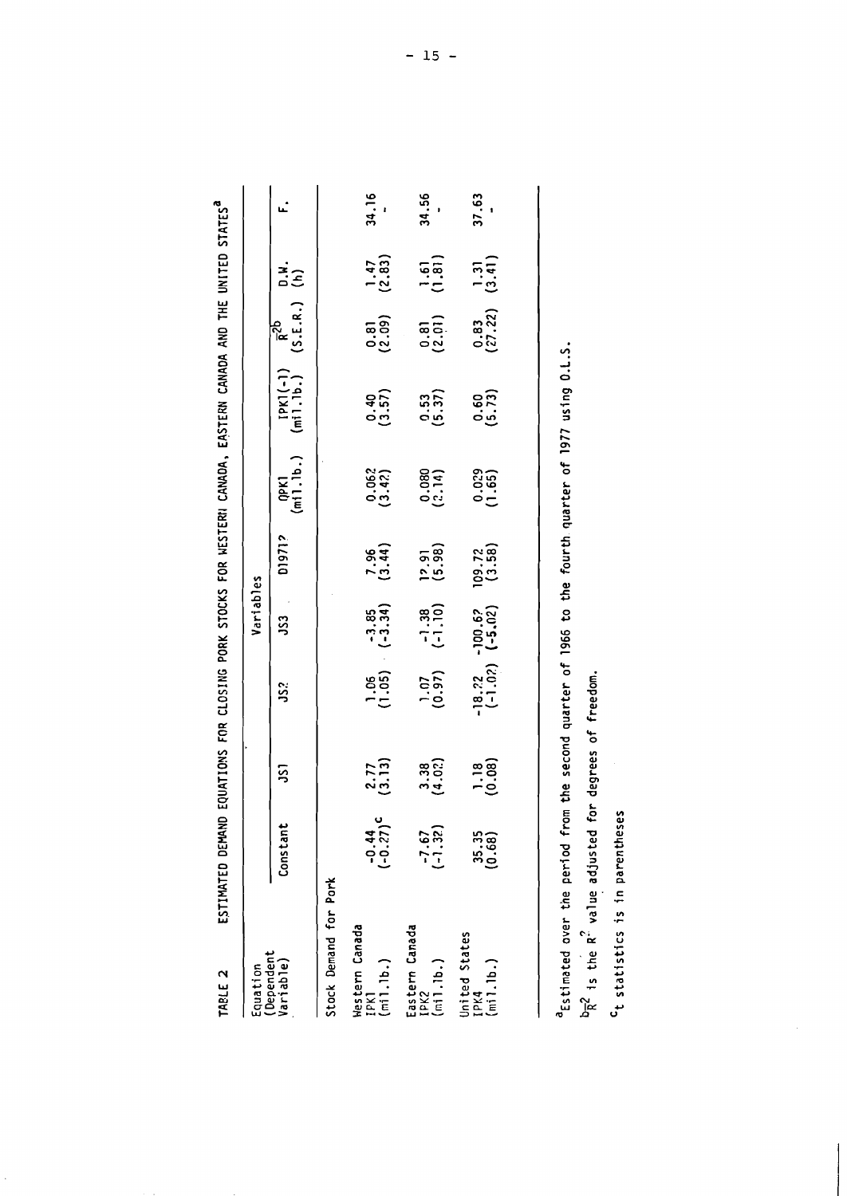TABLE 2 ESTIMATED DEMAND EQUATIONS FOR CLOSING PORK STOCKS FOR WESTERN CANADA, EASTERN CANADA AND THE UNITED STATES[a]

| Equation (Dependent Variable) | Variables | | | | | | | | | |
|---|---|---|---|---|---|---|---|---|---|---|
| | Constant | JS1 | JS2 | JS3 | D1972 | QPK1 (mil.lb.) | IPK1(-1) (mil.lb.) | $\bar{R}^2$[b] (S.E.R.) | D.W. (h) | F. |
| Stock Demand for Pork | | | | | | | | | | |
| Western Canada IPK1 (mil.lb.) | -0.44 (-0.27)[c] | 2.77 (3.13) | 1.06 (1.05) | -3.85 (-3.34) | 7.96 (3.44) | 0.062 (3.42) | 0.40 (3.57) | 0.81 (2.09) | 1.47 (2.83) | 34.16 - |
| Eastern Canada IPK2 (mil.lb.) | -7.67 (-1.32) | 3.38 (4.02) | 1.07 (0.97) | -1.38 (-1.10) | 12.91 (5.98) | 0.080 (2.14) | 0.53 (5.37) | 0.81 (2.01) | 1.61 (1.81) | 34.56 - |
| United States IPK4 (mil.lb.) | 35.35 (0.68) | 1.18 (0.08) | -18.22 (-1.02) | -100.62 (-5.02) | 109.72 (3.58) | 0.029 (1.65) | 0.60 (5.73) | 0.83 (27.22) | 1.31 (3.41) | 37.63 - |

[a] Estimated over the period from the second quarter of 1966 to the fourth quarter of 1977 using O.L.S.

[b] $\bar{R}^2$ is the $R^2$ value adjusted for degrees of freedom.

[c] t statistics is in parentheses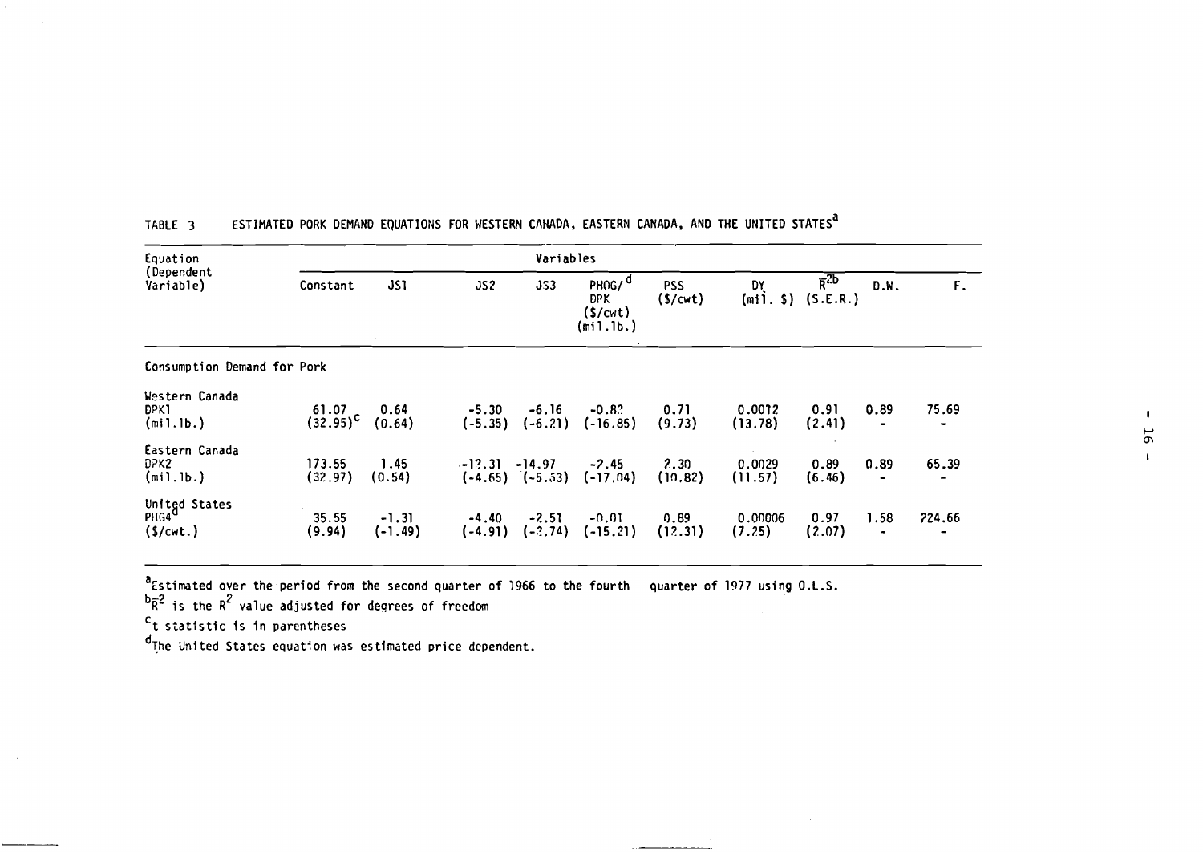TABLE 3 ESTIMATED PORK DEMAND EQUATIONS FOR WESTERN CANADA, EASTERN CANADA, AND THE UNITED STATES[a]

| Equation (Dependent Variable) | Variables | | | | | | | | | |
|---|---|---|---|---|---|---|---|---|---|---|
| | Constant | JS1 | JS2 | JS3 | PHOG/[d] DPK ($/cwt) (mil.lb.) | PSS ($/cwt) | DY (mil. $) | $\bar{R}^2$[b] (S.E.R.) | D.W. | F. |
| Consumption Demand for Pork | | | | | | | | | | |
| Western Canada DPK1 (mil.lb.) | 61.07 (32.95)[c] | 0.64 (0.64) | -5.30 (-5.35) | -6.16 (-6.21) | -0.82 (-16.85) | 0.71 (9.73) | 0.0012 (13.78) | 0.91 (2.41) | 0.89 - | 75.69 - |
| Eastern Canada DPK2 (mil.lb.) | 173.55 (32.97) | 1.45 (0.54) | -12.31 (-4.65) | -14.97 (-5.53) | -2.45 (-17.04) | 2.30 (10.82) | 0.0029 (11.57) | 0.89 (6.46) | 0.89 - | 65.39 - |
| United States PHG4[d] ($/cwt.) | 35.55 (9.94) | -1.31 (-1.49) | -4.40 (-4.91) | -2.51 (-2.74) | -0.01 (-15.21) | 0.89 (12.31) | 0.00006 (7.25) | 0.97 (2.07) | 1.58 - | 224.66 - |

[a]Estimated over the period from the second quarter of 1966 to the fourth quarter of 1977 using O.L.S.

[b]$\bar{R}^2$ is the $R^2$ value adjusted for degrees of freedom

[c]t statistic is in parentheses

[d]The United States equation was estimated price dependent.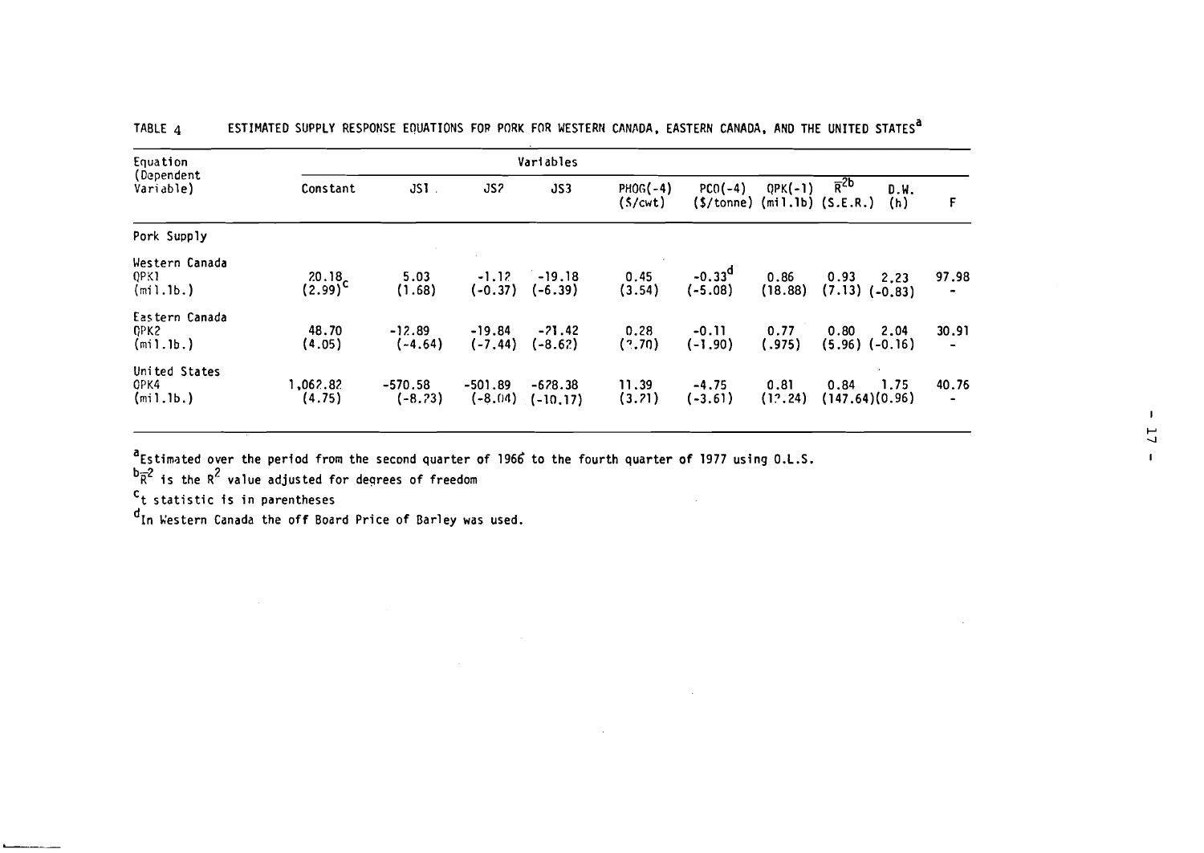TABLE 4 ESTIMATED SUPPLY RESPONSE EQUATIONS FOR PORK FOR WESTERN CANADA, EASTERN CANADA, AND THE UNITED STATES[a]

| Equation (Dependent Variable) | Variables | | | | | | | | | |
|---|---|---|---|---|---|---|---|---|---|---|
| | Constant | JS1 | JS2 | JS3 | PHOG(-4) ($/cwt) | PCO(-4) ($/tonne) | QPK(-1) (mil.lb) | $\bar{R}^2$[b] (S.E.R.) | D.W. (h) | F |
| Pork Supply | | | | | | | | | | |
| Western Canada QPK1 (mil.lb.) | 20.18 (2.99)[c] | 5.03 (1.68) | -1.12 (-0.37) | -19.18 (-6.39) | 0.45 (3.54) | -0.33[d] (-5.08) | 0.86 (18.88) | 0.93 (7.13) | 2.23 (-0.83) | 97.98 - |
| Eastern Canada QPK2 (mil.lb.) | 48.70 (4.05) | -12.89 (-4.64) | -19.84 (-7.44) | -21.42 (-8.62) | 0.28 (2.70) | -0.11 (-1.90) | 0.77 (.975) | 0.80 (5.96) | 2.04 (-0.16) | 30.91 - |
| United States QPK4 (mil.lb.) | 1,062.82 (4.75) | -570.58 (-8.23) | -501.89 (-8.04) | -678.38 (-10.17) | 11.39 (3.21) | -4.75 (-3.61) | 0.81 (12.24) | 0.84 (147.64) | 1.75 (0.96) | 40.76 - |

[a]Estimated over the period from the second quarter of 1966 to the fourth quarter of 1977 using O.L.S.

[b]$\bar{R}^2$ is the $R^2$ value adjusted for degrees of freedom

[c]t statistic is in parentheses

[d]In Western Canada the off Board Price of Barley was used.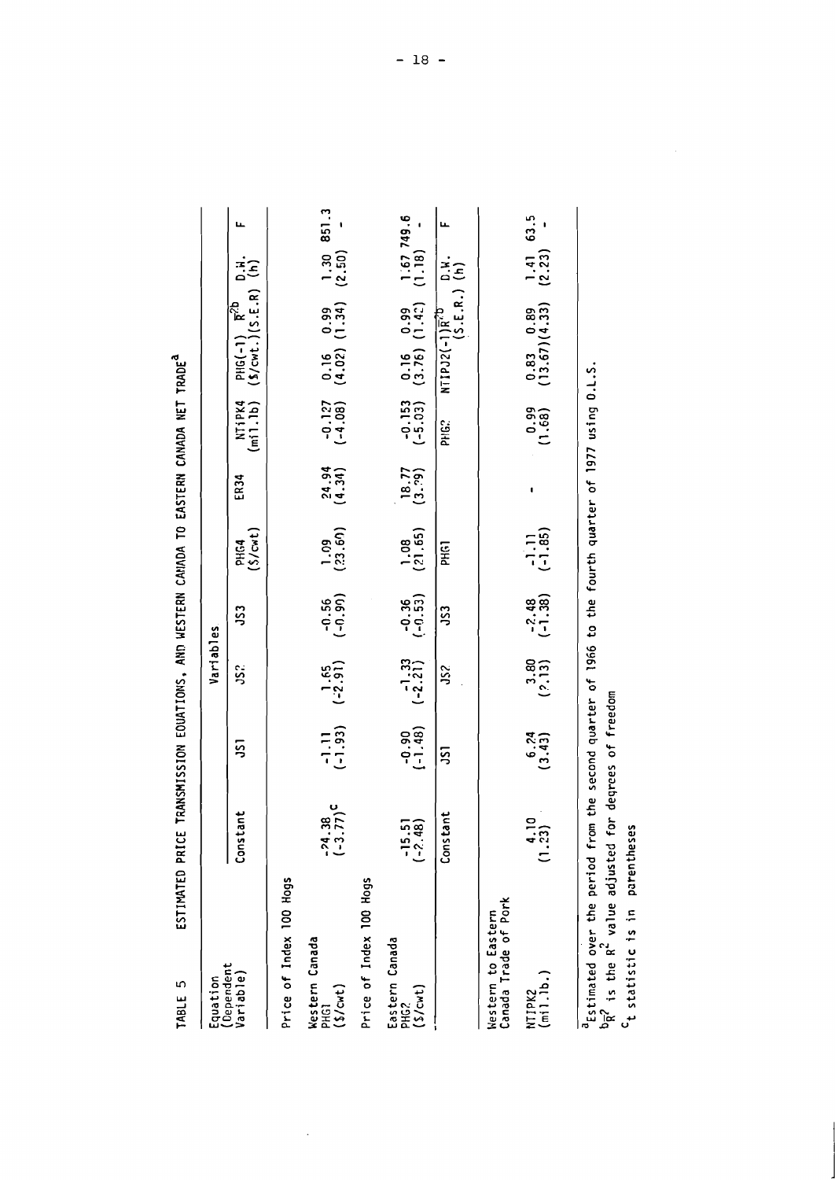TABLE 5 ESTIMATED PRICE TRANSMISSION EQUATIONS, AND WESTERN CANADA TO EASTERN CANADA NET TRADE[a]

| Equation (Dependent Variable) | Variables | | | | | | | | | | |
|---|---|---|---|---|---|---|---|---|---|---|---|
| | Constant | JS1 | JS2 | JS3 | PHG4 ($/cwt) | ER34 | NTIPK4 (mil.lb) | PHG(-1) ($/cwt.) | $\bar{R}^2$[b] (S.E.R) | D.W. (h) | F |
| Price of Index 100 Hogs | | | | | | | | | | | |
| Western Canada PHG1 ($/cwt) | -24.38 (-3.77)[c] | -1.11 (-1.93) | 1.65 (-2.91) | -0.56 (-0.90) | 1.09 (23.60) | 24.94 (4.34) | -0.127 (-4.08) | 0.16 (4.02) | 0.99 (1.34) | 1.30 (2.50) | 851.3 - |
| Price of Index 100 Hogs | | | | | | | | | | | |
| Eastern Canada PHG2 ($/cwt) | -15.51 (-2.48) | -0.90 (-1.48) | -1.33 (-2.21) | -0.36 (-0.53) | 1.08 (21.65) | 18.77 (3.29) | -0.153 (-5.03) | 0.16 (3.76) | 0.99 (1.42) | 1.67 (1.18) | 749.6 - |
| | Constant | JS1 | JS2 | JS3 | PHG1 | | PHG2 | NTIPJ2(-1) | $\bar{R}^2$[b] (S.E.R.) | D.W. (h) | F |
| Western to Eastern Canada Trade of Pork | | | | | | | | | | | |
| NTIPK2 (mil.lb.) | 4.10 (1.23) | 6.24 (3.43) | 3.80 (2.13) | -2.48 (-1.38) | -1.11 (-1.85) | - | 0.99 (1.68) | 0.83 (13.67) | 0.89 (4.33) | 1.41 (2.23) | 63.5 - |

[a] Estimated over the period from the second quarter of 1966 to the fourth quarter of 1977 using O.L.S.

[b] $\bar{R}^2$ is the $R^2$ value adjusted for degrees of freedom

[c] t statistic is in parentheses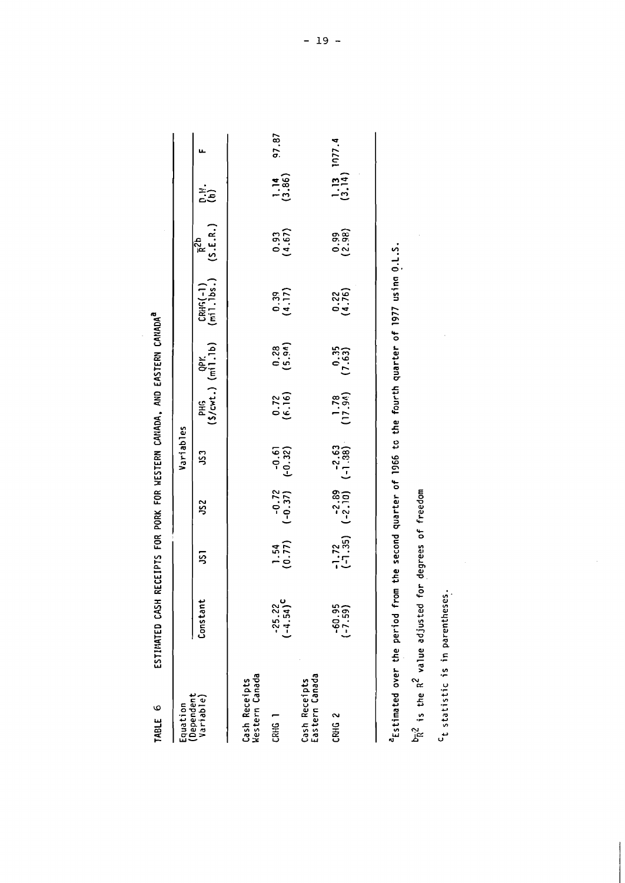TABLE 6 ESTIMATED CASH RECEIPTS FOR PORK FOR WESTERN CANADA, AND EASTERN CANADA[a]

| Equation (Dependent Variable) | Variables | | | | | | | | | |
|---|---|---|---|---|---|---|---|---|---|---|
| | Constant | JS1 | JS2 | JS3 | PHG ($/cwt.) | QPK (mil.lb) | CRHG(-1) (mil.lbs.) | $\bar{R}^2$ [b] (S.E.R.) | D.W. (h) | F |
| Cash Receipts Western Canada | | | | | | | | | | |
| CRHG 1 | -25.22 (-4.54)[c] | 1.54 (0.77) | -0.72 (-0.37) | -0.61 (-0.32) | 0.72 (6.16) | 0.28 (5.94) | 0.39 (4.17) | 0.93 (4.67) | 1.14 (3.86) | 97.87 |
| Cash Receipts Eastern Canada | | | | | | | | | | |
| CRHG 2 | -60.95 (-7.59) | -1.72 (-1.35) | -2.89 (-2.10) | -2.63 (-1.38) | 1.78 (17.94) | 0.35 (7.63) | 0.22 (4.76) | 0.99 (2.98) | 1.13 (3.14) | 1077.4 |

[a] Estimated over the period from the second quarter of 1966 to the fourth quarter of 1977 using O.L.S.

[b] $\bar{R}^2$ is the $R^2$ value adjusted for degrees of freedom

[c] t statistic is in parentheses.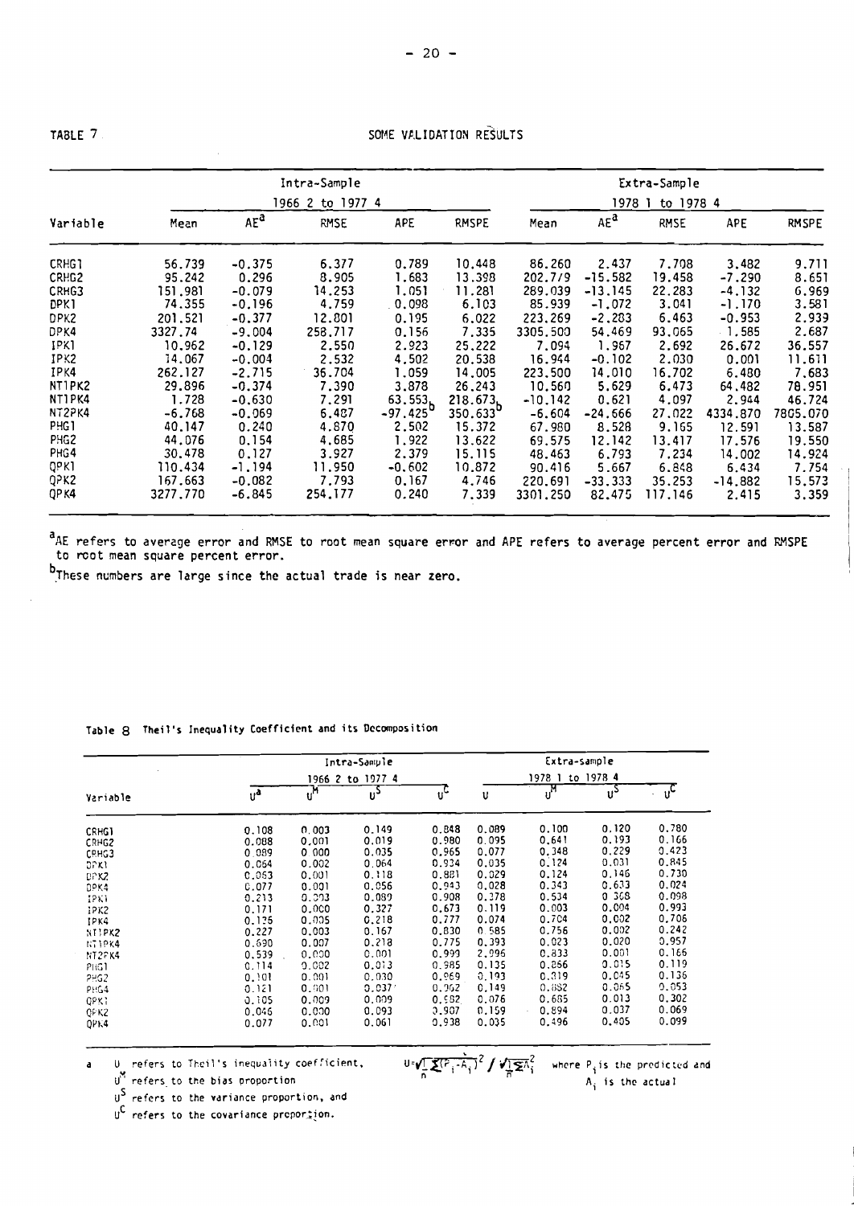TABLE 7 SOME VALIDATION RESULTS

| | Intra-Sample | | | | | Extra-Sample | | | | |
|---|---|---|---|---|---|---|---|---|---|---|
| | 1966 2 to 1977 4 | | | | | 1978 1 to 1978 4 | | | | |
| Variable | Mean | AE[a] | RMSE | APE | RMSPE | Mean | AE[a] | RMSE | APE | RMSPE |
| CRHG1 | 56.739 | -0.375 | 6.377 | 0.789 | 10.448 | 86.260 | 2.437 | 7.708 | 3.482 | 9.711 |
| CRHG2 | 95.242 | 0.296 | 8.905 | 1.683 | 13.398 | 202.7/9 | -15.582 | 19.458 | -7.290 | 8.651 |
| CRHG3 | 151.981 | -0.079 | 14.253 | 1.051 | 11.281 | 289.039 | -13.145 | 22.283 | -4.132 | 6.969 |
| DPK1 | 74.355 | -0.196 | 4.759 | 0.098 | 6.103 | 85.939 | -1.072 | 3.041 | -1.170 | 3.581 |
| DPK2 | 201.521 | -0.377 | 12.801 | 0.195 | 6.022 | 223.269 | -2.283 | 6.463 | -0.953 | 2.939 |
| DPK4 | 3327.74 | -9.004 | 258.717 | 0.156 | 7.335 | 3305.500 | 54.469 | 93.065 | 1.585 | 2.687 |
| IPK1 | 10.962 | -0.129 | 2.550 | 2.923 | 25.222 | 7.094 | 1.967 | 2.692 | 26.672 | 36.557 |
| IPK2 | 14.067 | -0.004 | 2.532 | 4.502 | 20.538 | 16.944 | -0.102 | 2.030 | 0.001 | 11.611 |
| IPK4 | 262.127 | -2.715 | 36.704 | 1.059 | 14.005 | 223.500 | 14.010 | 16.702 | 6.480 | 7.683 |
| NT1PK2 | 29.896 | -0.374 | 7.390 | 3.878 | 26.243 | 10.560 | 5.629 | 6.473 | 64.482 | 78.951 |
| NT1PK4 | 1.728 | -0.630 | 7.291 | 63.553[b] | 218.673[b] | -10.142 | 0.621 | 4.097 | 2.944 | 46.724 |
| NT2PK4 | -6.768 | -0.069 | 6.487 | -97.425[b] | 350.633[b] | -6.604 | -24.666 | 27.022 | 4334.870 | 7805.070 |
| PHG1 | 40.147 | 0.240 | 4.870 | 2.502 | 15.372 | 67.980 | 8.528 | 9.165 | 12.591 | 13.587 |
| PHG2 | 44.076 | 0.154 | 4.685 | 1.922 | 13.622 | 69.575 | 12.142 | 13.417 | 17.576 | 19.550 |
| PHG4 | 30.478 | 0.127 | 3.927 | 2.379 | 15.115 | 48.463 | 6.793 | 7.234 | 14.002 | 14.924 |
| QPK1 | 110.434 | -1.194 | 11.950 | -0.602 | 10.872 | 90.416 | 5.667 | 6.848 | 6.434 | 7.754 |
| QPK2 | 167.663 | -0.082 | 7.793 | 0.167 | 4.746 | 220.691 | -33.333 | 35.253 | -14.882 | 15.573 |
| QPK4 | 3277.770 | -6.845 | 254.177 | 0.240 | 7.339 | 3301.250 | 82.475 | 117.146 | 2.415 | 3.359 |

[a]AE refers to average error and RMSE to root mean square error and APE refers to average percent error and RMSPE to root mean square percent error.

[b]These numbers are large since the actual trade is near zero.

Table 8 Theil's Inequality Coefficient and its Decomposition

| | Intra-Sample | | | | Extra-sample | | | |
|---|---|---|---|---|---|---|---|---|
| | 1966 2 to 1977 4 | | | | 1978 1 to 1978 4 | | | |
| Variable | $U^a$ | $U^M$ | $U^S$ | $U^C$ | U | $U^M$ | $U^S$ | $U^C$ |
| CRHG1 | 0.108 | 0.003 | 0.149 | 0.848 | 0.089 | 0.100 | 0.120 | 0.780 |
| CRHG2 | 0.088 | 0.001 | 0.019 | 0.980 | 0.095 | 0.641 | 0.193 | 0.166 |
| CRHG3 | 0.089 | 0.000 | 0.035 | 0.965 | 0.077 | 0.348 | 0.229 | 0.423 |
| DPK1 | 0.064 | 0.002 | 0.064 | 0.934 | 0.035 | 0.124 | 0.031 | 0.845 |
| DPK2 | 0.063 | 0.001 | 0.118 | 0.881 | 0.029 | 0.124 | 0.146 | 0.730 |
| DPK4 | 0.077 | 0.001 | 0.056 | 0.943 | 0.028 | 0.343 | 0.633 | 0.024 |
| IPK1 | 0.213 | 0.003 | 0.089 | 0.908 | 0.378 | 0.534 | 0.368 | 0.098 |
| IPK2 | 0.171 | 0.000 | 0.327 | 0.673 | 0.119 | 0.003 | 0.004 | 0.993 |
| IPK4 | 0.135 | 0.005 | 0.218 | 0.777 | 0.074 | 0.704 | 0.002 | 0.706 |
| NT1PK2 | 0.227 | 0.003 | 0.167 | 0.830 | 0.585 | 0.756 | 0.002 | 0.242 |
| NT1PK4 | 0.690 | 0.007 | 0.218 | 0.775 | 0.393 | 0.023 | 0.020 | 0.957 |
| NT2PK4 | 0.539 | 0.000 | 0.001 | 0.999 | 2.996 | 0.833 | 0.001 | 0.166 |
| PHG1 | 0.114 | 0.002 | 0.013 | 0.985 | 0.135 | 0.866 | 0.015 | 0.119 |
| PHG2 | 0.101 | 0.001 | 0.030 | 0.969 | 0.193 | 0.819 | 0.045 | 0.136 |
| PHG4 | 0.121 | 0.001 | 0.037 | 0.962 | 0.149 | 0.882 | 0.065 | 0.053 |
| QPK1 | 0.105 | 0.009 | 0.009 | 0.982 | 0.076 | 0.685 | 0.013 | 0.302 |
| QPK2 | 0.046 | 0.000 | 0.093 | 0.907 | 0.159 | 0.894 | 0.037 | 0.069 |
| QPK4 | 0.077 | 0.001 | 0.061 | 0.938 | 0.035 | 0.496 | 0.405 | 0.099 |

a U refers to Theil's inequality coefficient, $U=\sqrt{\frac{1}{n}\sum(P_i-A_i)^2} \Big/ \sqrt{\frac{1}{n}\sum A_i^2}$ where $P_i$ is the predicted and $A_i$ is the actual

$U^M$ refers to the bias proportion

$U^S$ refers to the variance proportion, and

$U^C$ refers to the covariance proportion.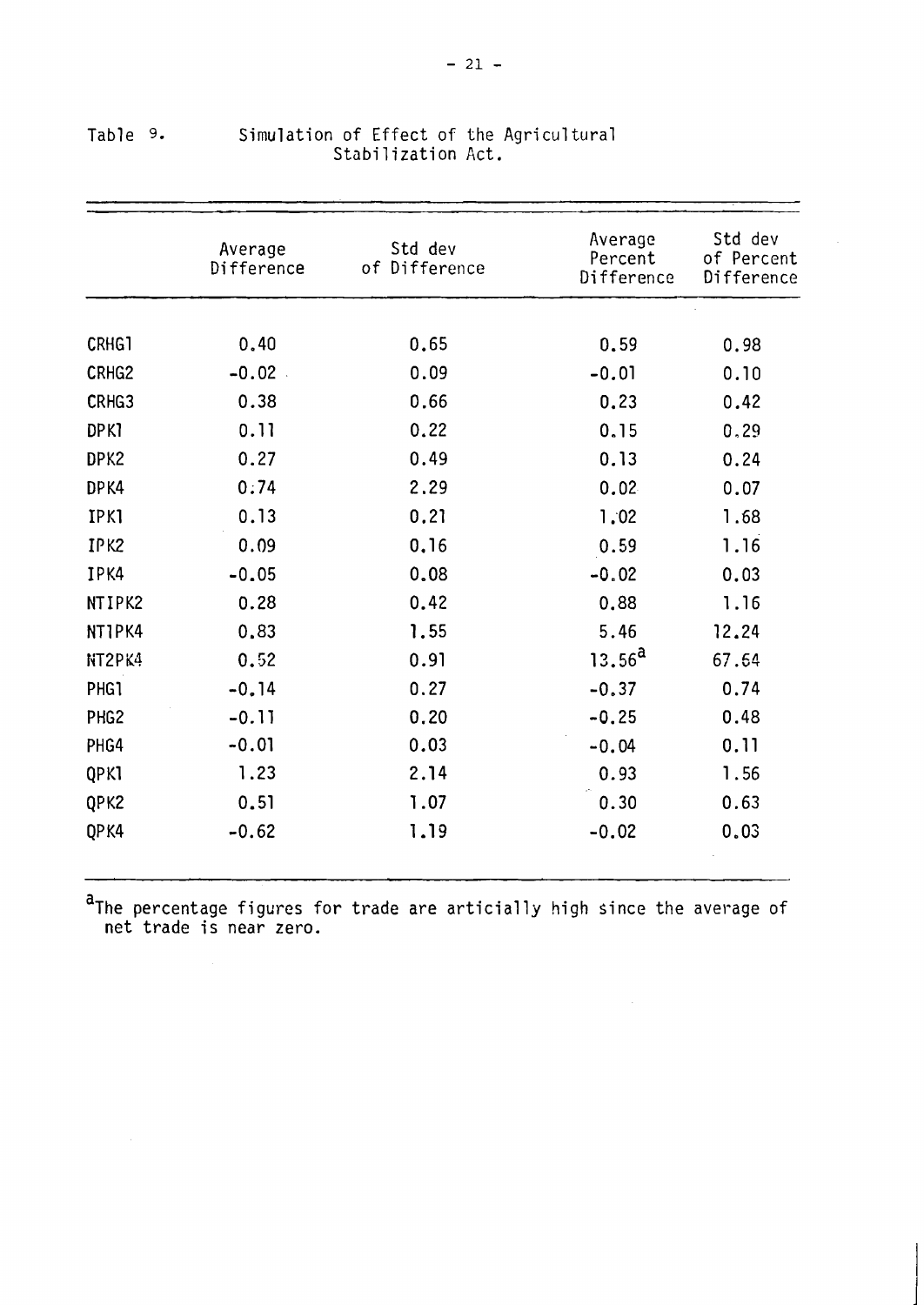Table 9. Simulation of Effect of the Agricultural Stabilization Act.

| | Average Difference | Std dev of Difference | Average Percent Difference | Std dev of Percent Difference |
|---|---|---|---|---|
| CRHG1 | 0.40 | 0.65 | 0.59 | 0.98 |
| CRHG2 | -0.02 | 0.09 | -0.01 | 0.10 |
| CRHG3 | 0.38 | 0.66 | 0.23 | 0.42 |
| DPK1 | 0.11 | 0.22 | 0.15 | 0.29 |
| DPK2 | 0.27 | 0.49 | 0.13 | 0.24 |
| DPK4 | 0.74 | 2.29 | 0.02 | 0.07 |
| IPK1 | 0.13 | 0.21 | 1.02 | 1.68 |
| IPK2 | 0.09 | 0.16 | 0.59 | 1.16 |
| IPK4 | -0.05 | 0.08 | -0.02 | 0.03 |
| NTIPK2 | 0.28 | 0.42 | 0.88 | 1.16 |
| NT1PK4 | 0.83 | 1.55 | 5.46 | 12.24 |
| NT2PK4 | 0.52 | 0.91 | 13.56[a] | 67.64 |
| PHG1 | -0.14 | 0.27 | -0.37 | 0.74 |
| PHG2 | -0.11 | 0.20 | -0.25 | 0.48 |
| PHG4 | -0.01 | 0.03 | -0.04 | 0.11 |
| QPK1 | 1.23 | 2.14 | 0.93 | 1.56 |
| QPK2 | 0.51 | 1.07 | 0.30 | 0.63 |
| QPK4 | -0.62 | 1.19 | -0.02 | 0.03 |

[a] The percentage figures for trade are articially high since the average of net trade is near zero.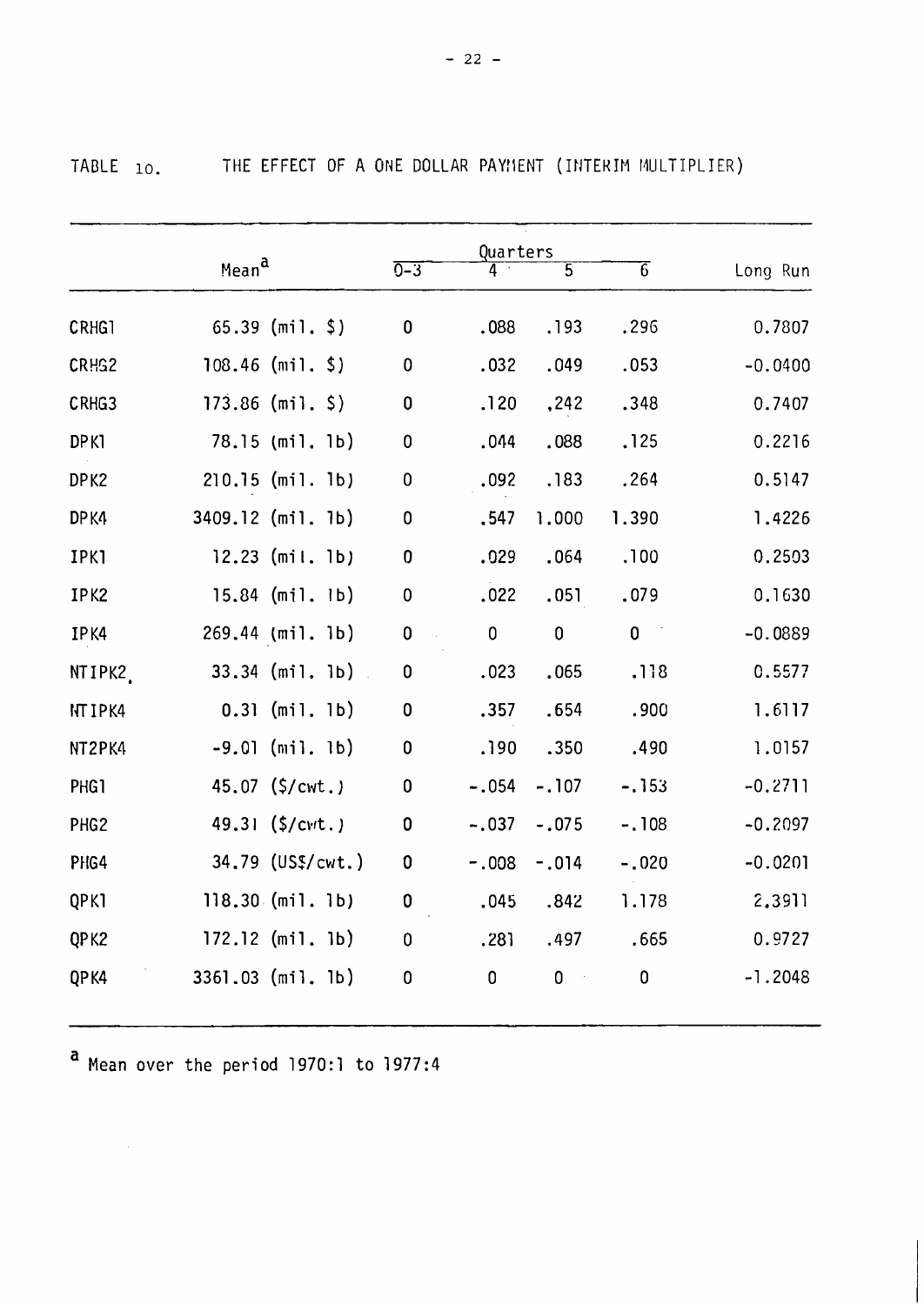TABLE 10. THE EFFECT OF A ONE DOLLAR PAYMENT (INTERIM MULTIPLIER)

| | Mean[a] | Quarters | | | | Long Run |
|---|---|---|---|---|---|---|
| | | 0–3 | 4 | 5 | 6 | |
| CRHG1 | 65.39 (mil. $) | 0 | .088 | .193 | .296 | 0.7807 |
| CRHG2 | 108.46 (mil. $) | 0 | .032 | .049 | .053 | -0.0400 |
| CRHG3 | 173.86 (mil. $) | 0 | .120 | .242 | .348 | 0.7407 |
| DPK1 | 78.15 (mil. lb) | 0 | .044 | .088 | .125 | 0.2216 |
| DPK2 | 210.15 (mil. lb) | 0 | .092 | .183 | .264 | 0.5147 |
| DPK4 | 3409.12 (mil. lb) | 0 | .547 | 1.000 | 1.390 | 1.4226 |
| IPK1 | 12.23 (mil. lb) | 0 | .029 | .064 | .100 | 0.2503 |
| IPK2 | 15.84 (mil. lb) | 0 | .022 | .051 | .079 | 0.1630 |
| IPK4 | 269.44 (mil. lb) | 0 | 0 | 0 | 0 | -0.0889 |
| NTIPK2 | 33.34 (mil. lb) | 0 | .023 | .065 | .118 | 0.5577 |
| NTIPK4 | 0.31 (mil. lb) | 0 | .357 | .654 | .900 | 1.6117 |
| NT2PK4 | -9.01 (mil. lb) | 0 | .190 | .350 | .490 | 1.0157 |
| PHG1 | 45.07 ($/cwt.) | 0 | -.054 | -.107 | -.153 | -0.2711 |
| PHG2 | 49.31 ($/cwt.) | 0 | -.037 | -.075 | -.108 | -0.2097 |
| PHG4 | 34.79 (US$/cwt.) | 0 | -.008 | -.014 | -.020 | -0.0201 |
| QPK1 | 118.30 (mil. lb) | 0 | .045 | .842 | 1.178 | 2.3911 |
| QPK2 | 172.12 (mil. lb) | 0 | .281 | .497 | .665 | 0.9727 |
| QPK4 | 3361.03 (mil. lb) | 0 | 0 | 0 | 0 | -1.2048 |

[a] Mean over the period 1970:1 to 1977:4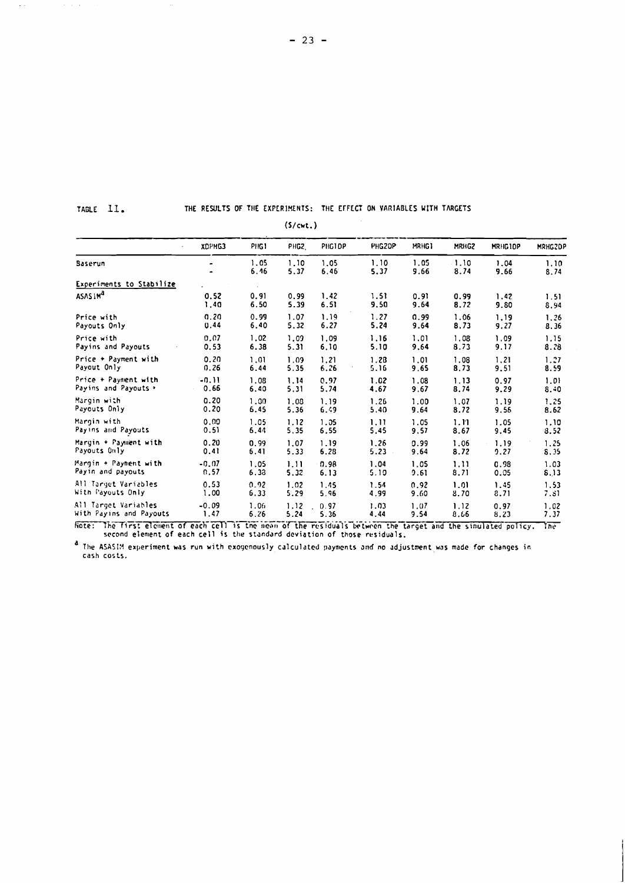TABLE II. THE RESULTS OF THE EXPERIMENTS: THE EFFECT ON VARIABLES WITH TARGETS

($/cwt.)

| | XDPHG3 | PHG1 | PHG2 | PHG1DP | PHG2DP | MRHG1 | MRHG2 | MRHG1DP | MRHG2DP |
|---|---|---|---|---|---|---|---|---|---|
| Baserun | - | 1.05 | 1.10 | 1.05 | 1.10 | 1.05 | 1.10 | 1.04 | 1.10 |
| | - | 6.46 | 5.37 | 6.46 | 5.37 | 9.66 | 8.74 | 9.66 | 8.74 |
| *Experiments to Stabilize* | | | | | | | | | |
| ASASIM[a] | 0.52 | 0.91 | 0.99 | 1.42 | 1.51 | 0.91 | 0.99 | 1.42 | 1.51 |
| | 1.40 | 6.50 | 5.39 | 6.51 | 9.50 | 9.64 | 8.72 | 9.80 | 8.94 |
| Price with | 0.20 | 0.99 | 1.07 | 1.19 | 1.27 | 0.99 | 1.06 | 1.19 | 1.26 |
| Payouts Only | 0.44 | 6.40 | 5.32 | 6.27 | 5.24 | 9.64 | 8.73 | 9.27 | 8.36 |
| Price with | 0.07 | 1.02 | 1.09 | 1.09 | 1.16 | 1.01 | 1.08 | 1.09 | 1.15 |
| Payins and Payouts | 0.53 | 6.38 | 5.31 | 6.10 | 5.10 | 9.64 | 8.73 | 9.17 | 8.28 |
| Price + Payment with | 0.20 | 1.01 | 1.09 | 1.21 | 1.28 | 1.01 | 1.08 | 1.21 | 1.27 |
| Payout Only | 0.26 | 6.44 | 5.35 | 6.26 | 5.16 | 9.65 | 8.73 | 9.51 | 8.59 |
| Price + Payment with | -0.11 | 1.08 | 1.14 | 0.97 | 1.02 | 1.08 | 1.13 | 0.97 | 1.01 |
| Payins and Payouts | 0.66 | 6.40 | 5.31 | 5.74 | 4.67 | 9.67 | 8.74 | 9.29 | 8.40 |
| Margin with | 0.20 | 1.00 | 1.08 | 1.19 | 1.26 | 1.00 | 1.07 | 1.19 | 1.25 |
| Payouts Only | 0.20 | 6.45 | 5.36 | 6.49 | 5.40 | 9.64 | 8.72 | 9.56 | 8.62 |
| Margin with | 0.00 | 1.05 | 1.12 | 1.05 | 1.11 | 1.05 | 1.11 | 1.05 | 1.10 |
| Payins and Payouts | 0.51 | 6.44 | 5.35 | 6.55 | 5.45 | 9.57 | 8.67 | 9.45 | 8.52 |
| Margin + Payment with | 0.20 | 0.99 | 1.07 | 1.19 | 1.26 | 0.99 | 1.06 | 1.19 | 1.25 |
| Payouts Only | 0.41 | 6.41 | 5.33 | 6.28 | 5.23 | 9.64 | 8.72 | 9.27 | 8.35 |
| Margin + Payment with | -0.07 | 1.05 | 1.11 | 0.98 | 1.04 | 1.05 | 1.11 | 0.98 | 1.03 |
| Payin and payouts | 0.57 | 6.38 | 5.32 | 6.13 | 5.10 | 9.61 | 8.71 | 0.05 | 8.13 |
| All Target Variables | 0.53 | 0.92 | 1.02 | 1.45 | 1.54 | 0.92 | 1.01 | 1.45 | 1.53 |
| With Payouts Only | 1.00 | 6.33 | 5.29 | 5.96 | 4.99 | 9.60 | 8.70 | 8.71 | 7.81 |
| All Target Variables | -0.09 | 1.06 | 1.12 | 0.97 | 1.03 | 1.07 | 1.12 | 0.97 | 1.02 |
| With Payins and Payouts | 1.47 | 6.26 | 5.24 | 5.36 | 4.44 | 9.54 | 8.66 | 8.23 | 7.37 |

Note: The first element of each cell is the mean of the residuals between the target and the simulated policy. The second element of each cell is the standard deviation of those residuals.

[a] The ASASIM experiment was run with exogenously calculated payments and no adjustment was made for changes in cash costs.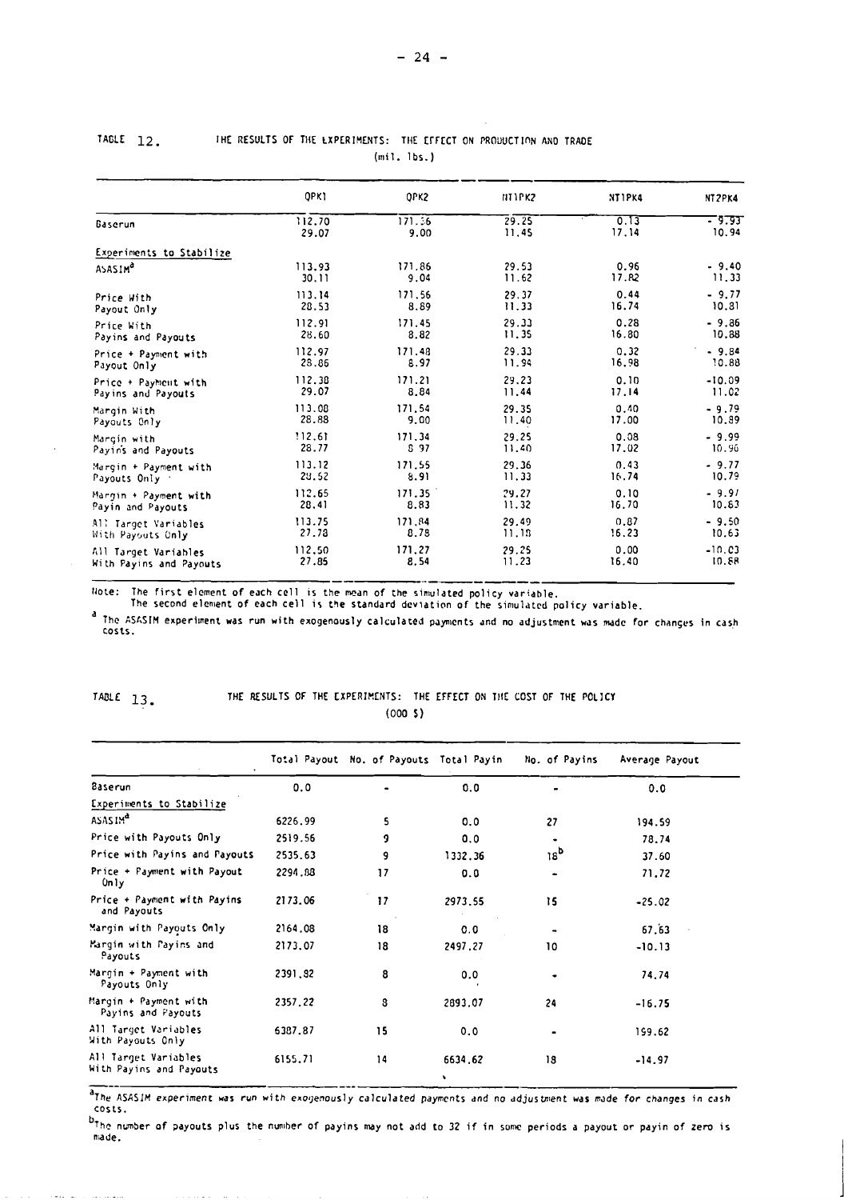TABLE 12. THE RESULTS OF THE EXPERIMENTS: THE EFFECT ON PRODUCTION AND TRADE (mil. lbs.)

| | QPK1 | QPK2 | NT1PK2 | NT1PK4 | NT2PK4 |
|---|---|---|---|---|---|
| Baserun | 112.70<br>29.07 | 171.36<br>9.00 | 29.25<br>11.45 | 0.13<br>17.14 | - 9.93<br>10.94 |
| Experiments to Stabilize | | | | | |
| ASASIM[a] | 113.93<br>30.11 | 171.86<br>9.04 | 29.53<br>11.62 | 0.96<br>17.82 | - 9.40<br>11.33 |
| Price With Payout Only | 113.14<br>28.53 | 171.56<br>8.89 | 29.37<br>11.33 | 0.44<br>16.74 | - 9.77<br>10.81 |
| Price With Payins and Payouts | 112.91<br>28.60 | 171.45<br>8.82 | 29.33<br>11.35 | 0.28<br>16.80 | - 9.86<br>10.88 |
| Price + Payment with Payout Only | 112.97<br>28.86 | 171.48<br>8.97 | 29.33<br>11.94 | 0.32<br>16.98 | - 9.84<br>10.88 |
| Price + Payment with Payins and Payouts | 112.38<br>29.07 | 171.21<br>8.84 | 29.23<br>11.44 | 0.10<br>17.14 | -10.09<br>11.02 |
| Margin With Payouts Only | 113.08<br>28.88 | 171.54<br>9.00 | 29.35<br>11.40 | 0.40<br>17.00 | - 9.79<br>10.89 |
| Margin with Payins and Payouts | 112.61<br>28.77 | 171.34<br>8.97 | 29.25<br>11.40 | 0.08<br>17.02 | - 9.99<br>10.96 |
| Margin + Payment with Payouts Only | 113.12<br>28.52 | 171.55<br>8.91 | 29.36<br>11.33 | 0.43<br>16.74 | - 9.77<br>10.79 |
| Margin + Payment with Payin and Payouts | 112.65<br>28.41 | 171.35<br>8.83 | 29.27<br>11.32 | 0.10<br>16.70 | - 9.97<br>10.63 |
| All Target Variables With Payouts Only | 113.75<br>27.78 | 171.84<br>8.78 | 29.49<br>11.18 | 0.87<br>16.23 | - 9.50<br>10.63 |
| All Target Variables With Payins and Payouts | 112.50<br>27.85 | 171.27<br>8.54 | 29.25<br>11.23 | 0.00<br>16.40 | -10.03<br>10.88 |

Note: The first element of each cell is the mean of the simulated policy variable.
The second element of each cell is the standard deviation of the simulated policy variable.

[a] The ASASIM experiment was run with exogenously calculated payments and no adjustment was made for changes in cash costs.

TABLE 13. THE RESULTS OF THE EXPERIMENTS: THE EFFECT ON THE COST OF THE POLICY (000 $)

| | Total Payout | No. of Payouts | Total Payin | No. of Payins | Average Payout |
|---|---|---|---|---|---|
| Baserun | 0.0 | - | 0.0 | - | 0.0 |
| Experiments to Stabilize | | | | | |
| ASASIM[a] | 6226.99 | 5 | 0.0 | 27 | 194.59 |
| Price with Payouts Only | 2519.56 | 9 | 0.0 | - | 78.74 |
| Price with Payins and Payouts | 2535.63 | 9 | 1332.36 | 18[b] | 37.60 |
| Price + Payment with Payout Only | 2294.88 | 17 | 0.0 | - | 71.72 |
| Price + Payment with Payins and Payouts | 2173.06 | 17 | 2973.55 | 15 | -25.02 |
| Margin with Payouts Only | 2164.08 | 18 | 0.0 | - | 67.63 |
| Margin with Payins and Payouts | 2173.07 | 18 | 2497.27 | 10 | -10.13 |
| Margin + Payment with Payouts Only | 2391.82 | 8 | 0.0 | - | 74.74 |
| Margin + Payment with Payins and Payouts | 2357.22 | 8 | 2893.07 | 24 | -16.75 |
| All Target Variables With Payouts Only | 6387.87 | 15 | 0.0 | - | 199.62 |
| All Target Variables With Payins and Payouts | 6155.71 | 14 | 6634.62 | 18 | -14.97 |

[a] The ASASIM experiment was run with exogenously calculated payments and no adjustment was made for changes in cash costs.

[b] The number of payouts plus the number of payins may not add to 32 if in some periods a payout or payin of zero is made.